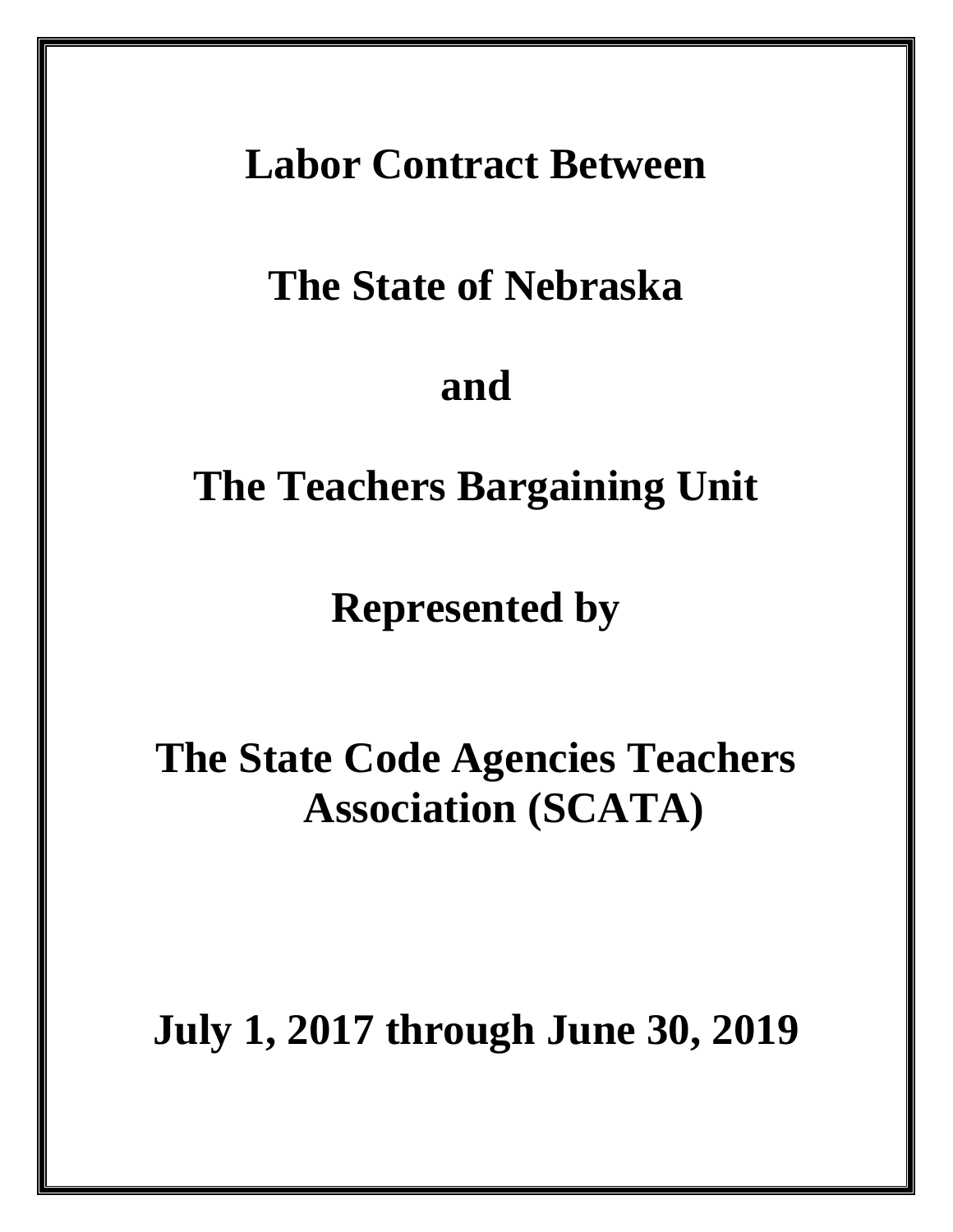# Labor Contract Between

# The State of Nebraska

# and

# The Teachers Bargaining Unit

# Represented by

# The State Code Agencies Teachers Association (SCATA)

# July 1, 2017 through June 30, 2019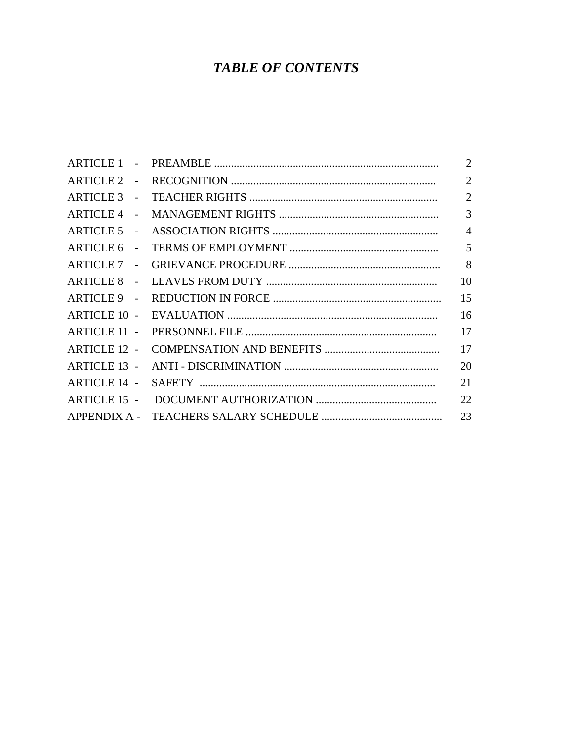# *TABLE OF CONTENTS*

| | | |
|---|---|---|
| ARTICLE 1 - | PREAMBLE | 2 |
| ARTICLE 2 - | RECOGNITION | 2 |
| ARTICLE 3 - | TEACHER RIGHTS | 2 |
| ARTICLE 4 - | MANAGEMENT RIGHTS | 3 |
| ARTICLE 5 - | ASSOCIATION RIGHTS | 4 |
| ARTICLE 6 - | TERMS OF EMPLOYMENT | 5 |
| ARTICLE 7 - | GRIEVANCE PROCEDURE | 8 |
| ARTICLE 8 - | LEAVES FROM DUTY | 10 |
| ARTICLE 9 - | REDUCTION IN FORCE | 15 |
| ARTICLE 10 - | EVALUATION | 16 |
| ARTICLE 11 - | PERSONNEL FILE | 17 |
| ARTICLE 12 - | COMPENSATION AND BENEFITS | 17 |
| ARTICLE 13 - | ANTI - DISCRIMINATION | 20 |
| ARTICLE 14 - | SAFETY | 21 |
| ARTICLE 15 - | DOCUMENT AUTHORIZATION | 22 |
| APPENDIX A - | TEACHERS SALARY SCHEDULE | 23 |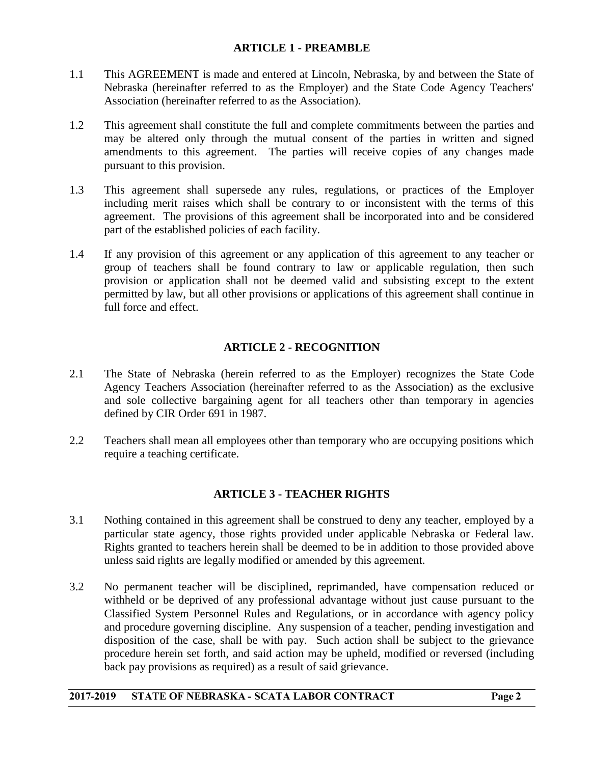## ARTICLE 1 - PREAMBLE

1.1 This AGREEMENT is made and entered at Lincoln, Nebraska, by and between the State of Nebraska (hereinafter referred to as the Employer) and the State Code Agency Teachers' Association (hereinafter referred to as the Association).

1.2 This agreement shall constitute the full and complete commitments between the parties and may be altered only through the mutual consent of the parties in written and signed amendments to this agreement. The parties will receive copies of any changes made pursuant to this provision.

1.3 This agreement shall supersede any rules, regulations, or practices of the Employer including merit raises which shall be contrary to or inconsistent with the terms of this agreement. The provisions of this agreement shall be incorporated into and be considered part of the established policies of each facility.

1.4 If any provision of this agreement or any application of this agreement to any teacher or group of teachers shall be found contrary to law or applicable regulation, then such provision or application shall not be deemed valid and subsisting except to the extent permitted by law, but all other provisions or applications of this agreement shall continue in full force and effect.

## ARTICLE 2 - RECOGNITION

2.1 The State of Nebraska (herein referred to as the Employer) recognizes the State Code Agency Teachers Association (hereinafter referred to as the Association) as the exclusive and sole collective bargaining agent for all teachers other than temporary in agencies defined by CIR Order 691 in 1987.

2.2 Teachers shall mean all employees other than temporary who are occupying positions which require a teaching certificate.

## ARTICLE 3 - TEACHER RIGHTS

3.1 Nothing contained in this agreement shall be construed to deny any teacher, employed by a particular state agency, those rights provided under applicable Nebraska or Federal law. Rights granted to teachers herein shall be deemed to be in addition to those provided above unless said rights are legally modified or amended by this agreement.

3.2 No permanent teacher will be disciplined, reprimanded, have compensation reduced or withheld or be deprived of any professional advantage without just cause pursuant to the Classified System Personnel Rules and Regulations, or in accordance with agency policy and procedure governing discipline. Any suspension of a teacher, pending investigation and disposition of the case, shall be with pay. Such action shall be subject to the grievance procedure herein set forth, and said action may be upheld, modified or reversed (including back pay provisions as required) as a result of said grievance.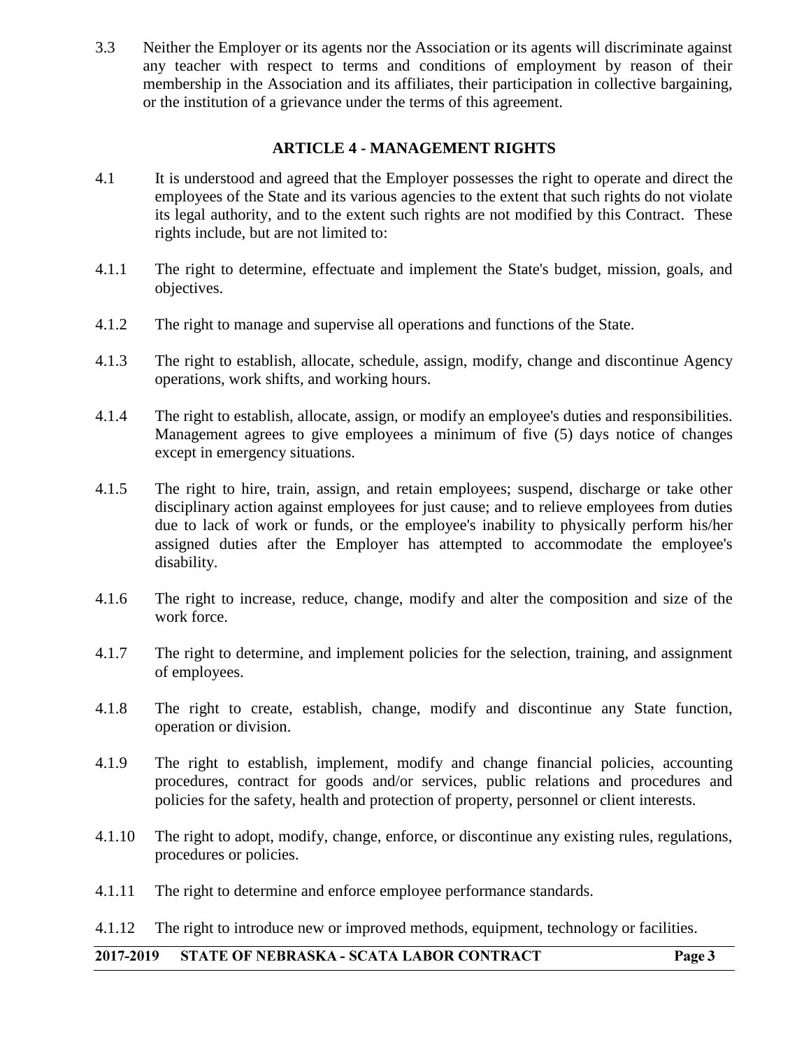3.3 Neither the Employer or its agents nor the Association or its agents will discriminate against any teacher with respect to terms and conditions of employment by reason of their membership in the Association and its affiliates, their participation in collective bargaining, or the institution of a grievance under the terms of this agreement.

## ARTICLE 4 - MANAGEMENT RIGHTS

4.1 It is understood and agreed that the Employer possesses the right to operate and direct the employees of the State and its various agencies to the extent that such rights do not violate its legal authority, and to the extent such rights are not modified by this Contract. These rights include, but are not limited to:

4.1.1 The right to determine, effectuate and implement the State's budget, mission, goals, and objectives.

4.1.2 The right to manage and supervise all operations and functions of the State.

4.1.3 The right to establish, allocate, schedule, assign, modify, change and discontinue Agency operations, work shifts, and working hours.

4.1.4 The right to establish, allocate, assign, or modify an employee's duties and responsibilities. Management agrees to give employees a minimum of five (5) days notice of changes except in emergency situations.

4.1.5 The right to hire, train, assign, and retain employees; suspend, discharge or take other disciplinary action against employees for just cause; and to relieve employees from duties due to lack of work or funds, or the employee's inability to physically perform his/her assigned duties after the Employer has attempted to accommodate the employee's disability.

4.1.6 The right to increase, reduce, change, modify and alter the composition and size of the work force.

4.1.7 The right to determine, and implement policies for the selection, training, and assignment of employees.

4.1.8 The right to create, establish, change, modify and discontinue any State function, operation or division.

4.1.9 The right to establish, implement, modify and change financial policies, accounting procedures, contract for goods and/or services, public relations and procedures and policies for the safety, health and protection of property, personnel or client interests.

4.1.10 The right to adopt, modify, change, enforce, or discontinue any existing rules, regulations, procedures or policies.

4.1.11 The right to determine and enforce employee performance standards.

4.1.12 The right to introduce new or improved methods, equipment, technology or facilities.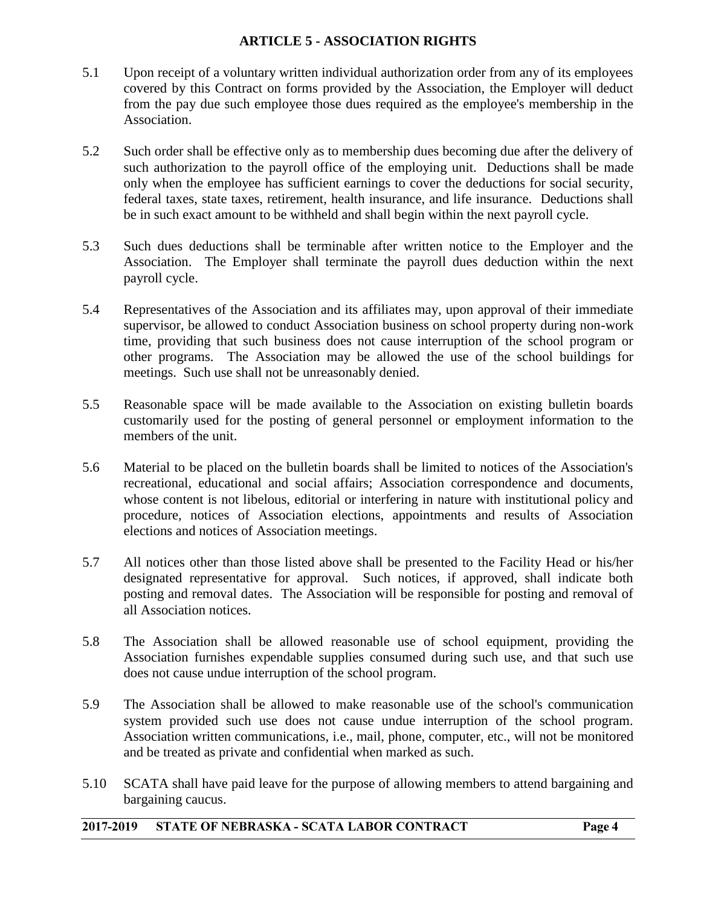## ARTICLE 5 - ASSOCIATION RIGHTS

5.1 Upon receipt of a voluntary written individual authorization order from any of its employees covered by this Contract on forms provided by the Association, the Employer will deduct from the pay due such employee those dues required as the employee's membership in the Association.

5.2 Such order shall be effective only as to membership dues becoming due after the delivery of such authorization to the payroll office of the employing unit. Deductions shall be made only when the employee has sufficient earnings to cover the deductions for social security, federal taxes, state taxes, retirement, health insurance, and life insurance. Deductions shall be in such exact amount to be withheld and shall begin within the next payroll cycle.

5.3 Such dues deductions shall be terminable after written notice to the Employer and the Association. The Employer shall terminate the payroll dues deduction within the next payroll cycle.

5.4 Representatives of the Association and its affiliates may, upon approval of their immediate supervisor, be allowed to conduct Association business on school property during non-work time, providing that such business does not cause interruption of the school program or other programs. The Association may be allowed the use of the school buildings for meetings. Such use shall not be unreasonably denied.

5.5 Reasonable space will be made available to the Association on existing bulletin boards customarily used for the posting of general personnel or employment information to the members of the unit.

5.6 Material to be placed on the bulletin boards shall be limited to notices of the Association's recreational, educational and social affairs; Association correspondence and documents, whose content is not libelous, editorial or interfering in nature with institutional policy and procedure, notices of Association elections, appointments and results of Association elections and notices of Association meetings.

5.7 All notices other than those listed above shall be presented to the Facility Head or his/her designated representative for approval. Such notices, if approved, shall indicate both posting and removal dates. The Association will be responsible for posting and removal of all Association notices.

5.8 The Association shall be allowed reasonable use of school equipment, providing the Association furnishes expendable supplies consumed during such use, and that such use does not cause undue interruption of the school program.

5.9 The Association shall be allowed to make reasonable use of the school's communication system provided such use does not cause undue interruption of the school program. Association written communications, i.e., mail, phone, computer, etc., will not be monitored and be treated as private and confidential when marked as such.

5.10 SCATA shall have paid leave for the purpose of allowing members to attend bargaining and bargaining caucus.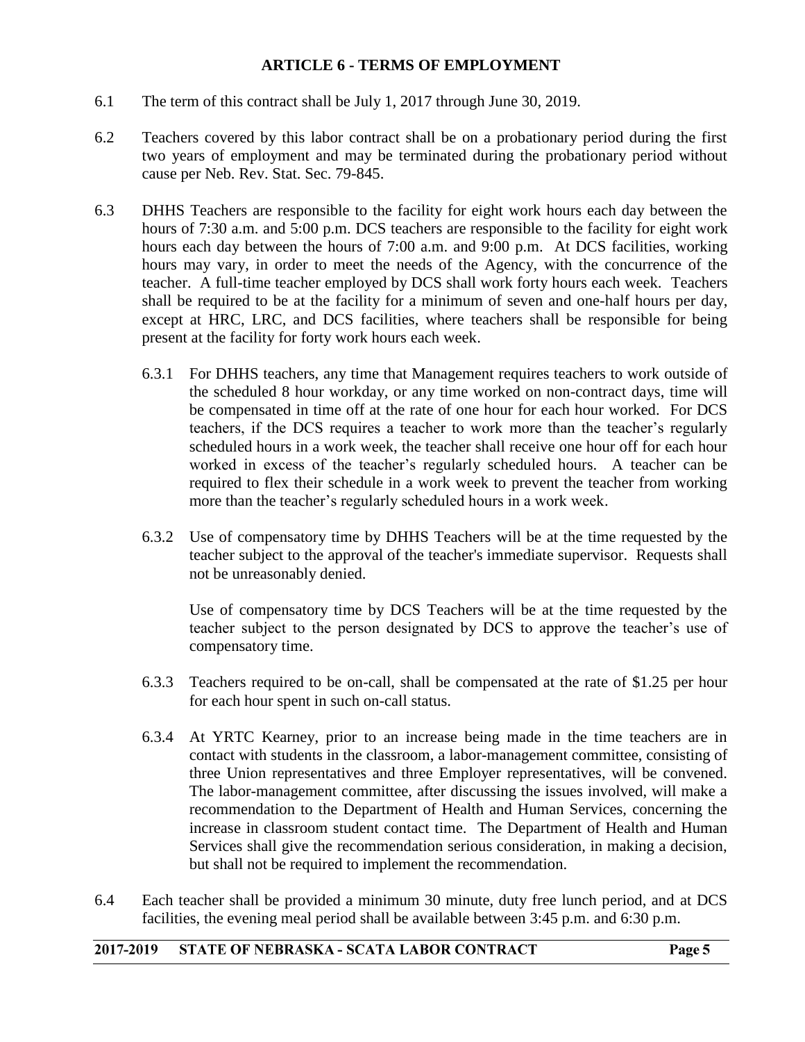## ARTICLE 6 - TERMS OF EMPLOYMENT

6.1 The term of this contract shall be July 1, 2017 through June 30, 2019.

6.2 Teachers covered by this labor contract shall be on a probationary period during the first two years of employment and may be terminated during the probationary period without cause per Neb. Rev. Stat. Sec. 79-845.

6.3 DHHS Teachers are responsible to the facility for eight work hours each day between the hours of 7:30 a.m. and 5:00 p.m. DCS teachers are responsible to the facility for eight work hours each day between the hours of 7:00 a.m. and 9:00 p.m. At DCS facilities, working hours may vary, in order to meet the needs of the Agency, with the concurrence of the teacher. A full-time teacher employed by DCS shall work forty hours each week. Teachers shall be required to be at the facility for a minimum of seven and one-half hours per day, except at HRC, LRC, and DCS facilities, where teachers shall be responsible for being present at the facility for forty work hours each week.

6.3.1 For DHHS teachers, any time that Management requires teachers to work outside of the scheduled 8 hour workday, or any time worked on non-contract days, time will be compensated in time off at the rate of one hour for each hour worked. For DCS teachers, if the DCS requires a teacher to work more than the teacher's regularly scheduled hours in a work week, the teacher shall receive one hour off for each hour worked in excess of the teacher's regularly scheduled hours. A teacher can be required to flex their schedule in a work week to prevent the teacher from working more than the teacher's regularly scheduled hours in a work week.

6.3.2 Use of compensatory time by DHHS Teachers will be at the time requested by the teacher subject to the approval of the teacher's immediate supervisor. Requests shall not be unreasonably denied.

Use of compensatory time by DCS Teachers will be at the time requested by the teacher subject to the person designated by DCS to approve the teacher's use of compensatory time.

6.3.3 Teachers required to be on-call, shall be compensated at the rate of $1.25 per hour for each hour spent in such on-call status.

6.3.4 At YRTC Kearney, prior to an increase being made in the time teachers are in contact with students in the classroom, a labor-management committee, consisting of three Union representatives and three Employer representatives, will be convened. The labor-management committee, after discussing the issues involved, will make a recommendation to the Department of Health and Human Services, concerning the increase in classroom student contact time. The Department of Health and Human Services shall give the recommendation serious consideration, in making a decision, but shall not be required to implement the recommendation.

6.4 Each teacher shall be provided a minimum 30 minute, duty free lunch period, and at DCS facilities, the evening meal period shall be available between 3:45 p.m. and 6:30 p.m.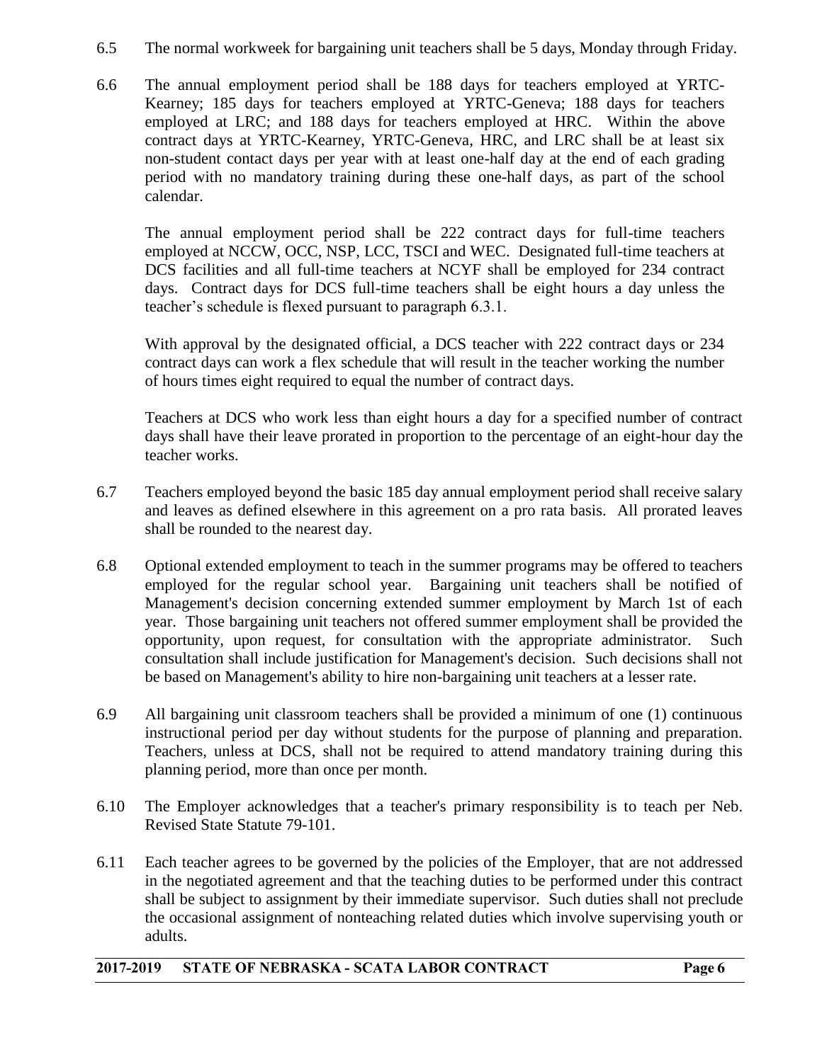6.5 The normal workweek for bargaining unit teachers shall be 5 days, Monday through Friday.

6.6 The annual employment period shall be 188 days for teachers employed at YRTC-Kearney; 185 days for teachers employed at YRTC-Geneva; 188 days for teachers employed at LRC; and 188 days for teachers employed at HRC. Within the above contract days at YRTC-Kearney, YRTC-Geneva, HRC, and LRC shall be at least six non-student contact days per year with at least one-half day at the end of each grading period with no mandatory training during these one-half days, as part of the school calendar.

The annual employment period shall be 222 contract days for full-time teachers employed at NCCW, OCC, NSP, LCC, TSCI and WEC. Designated full-time teachers at DCS facilities and all full-time teachers at NCYF shall be employed for 234 contract days. Contract days for DCS full-time teachers shall be eight hours a day unless the teacher's schedule is flexed pursuant to paragraph 6.3.1.

With approval by the designated official, a DCS teacher with 222 contract days or 234 contract days can work a flex schedule that will result in the teacher working the number of hours times eight required to equal the number of contract days.

Teachers at DCS who work less than eight hours a day for a specified number of contract days shall have their leave prorated in proportion to the percentage of an eight-hour day the teacher works.

6.7 Teachers employed beyond the basic 185 day annual employment period shall receive salary and leaves as defined elsewhere in this agreement on a pro rata basis. All prorated leaves shall be rounded to the nearest day.

6.8 Optional extended employment to teach in the summer programs may be offered to teachers employed for the regular school year. Bargaining unit teachers shall be notified of Management's decision concerning extended summer employment by March 1st of each year. Those bargaining unit teachers not offered summer employment shall be provided the opportunity, upon request, for consultation with the appropriate administrator. Such consultation shall include justification for Management's decision. Such decisions shall not be based on Management's ability to hire non-bargaining unit teachers at a lesser rate.

6.9 All bargaining unit classroom teachers shall be provided a minimum of one (1) continuous instructional period per day without students for the purpose of planning and preparation. Teachers, unless at DCS, shall not be required to attend mandatory training during this planning period, more than once per month.

6.10 The Employer acknowledges that a teacher's primary responsibility is to teach per Neb. Revised State Statute 79-101.

6.11 Each teacher agrees to be governed by the policies of the Employer, that are not addressed in the negotiated agreement and that the teaching duties to be performed under this contract shall be subject to assignment by their immediate supervisor. Such duties shall not preclude the occasional assignment of nonteaching related duties which involve supervising youth or adults.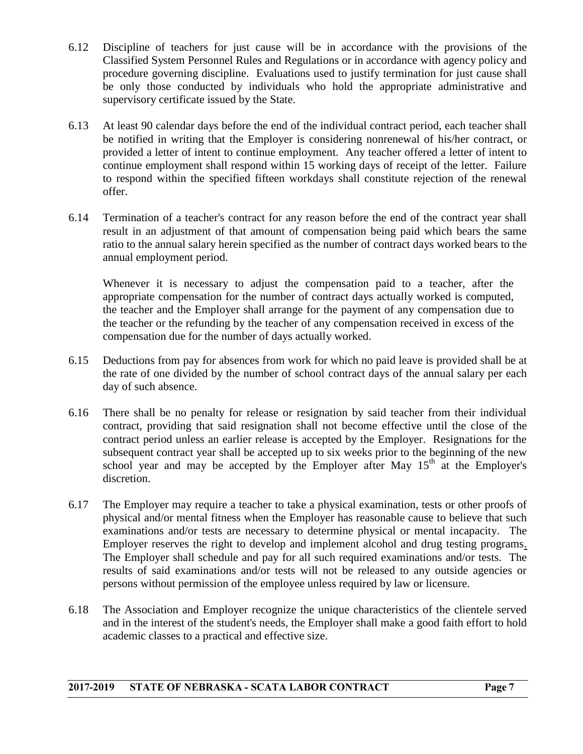6.12 Discipline of teachers for just cause will be in accordance with the provisions of the Classified System Personnel Rules and Regulations or in accordance with agency policy and procedure governing discipline. Evaluations used to justify termination for just cause shall be only those conducted by individuals who hold the appropriate administrative and supervisory certificate issued by the State.

6.13 At least 90 calendar days before the end of the individual contract period, each teacher shall be notified in writing that the Employer is considering nonrenewal of his/her contract, or provided a letter of intent to continue employment. Any teacher offered a letter of intent to continue employment shall respond within 15 working days of receipt of the letter. Failure to respond within the specified fifteen workdays shall constitute rejection of the renewal offer.

6.14 Termination of a teacher's contract for any reason before the end of the contract year shall result in an adjustment of that amount of compensation being paid which bears the same ratio to the annual salary herein specified as the number of contract days worked bears to the annual employment period.

Whenever it is necessary to adjust the compensation paid to a teacher, after the appropriate compensation for the number of contract days actually worked is computed, the teacher and the Employer shall arrange for the payment of any compensation due to the teacher or the refunding by the teacher of any compensation received in excess of the compensation due for the number of days actually worked.

6.15 Deductions from pay for absences from work for which no paid leave is provided shall be at the rate of one divided by the number of school contract days of the annual salary per each day of such absence.

6.16 There shall be no penalty for release or resignation by said teacher from their individual contract, providing that said resignation shall not become effective until the close of the contract period unless an earlier release is accepted by the Employer. Resignations for the subsequent contract year shall be accepted up to six weeks prior to the beginning of the new school year and may be accepted by the Employer after May 15th at the Employer's discretion.

6.17 The Employer may require a teacher to take a physical examination, tests or other proofs of physical and/or mental fitness when the Employer has reasonable cause to believe that such examinations and/or tests are necessary to determine physical or mental incapacity. The Employer reserves the right to develop and implement alcohol and drug testing programs. The Employer shall schedule and pay for all such required examinations and/or tests. The results of said examinations and/or tests will not be released to any outside agencies or persons without permission of the employee unless required by law or licensure.

6.18 The Association and Employer recognize the unique characteristics of the clientele served and in the interest of the student's needs, the Employer shall make a good faith effort to hold academic classes to a practical and effective size.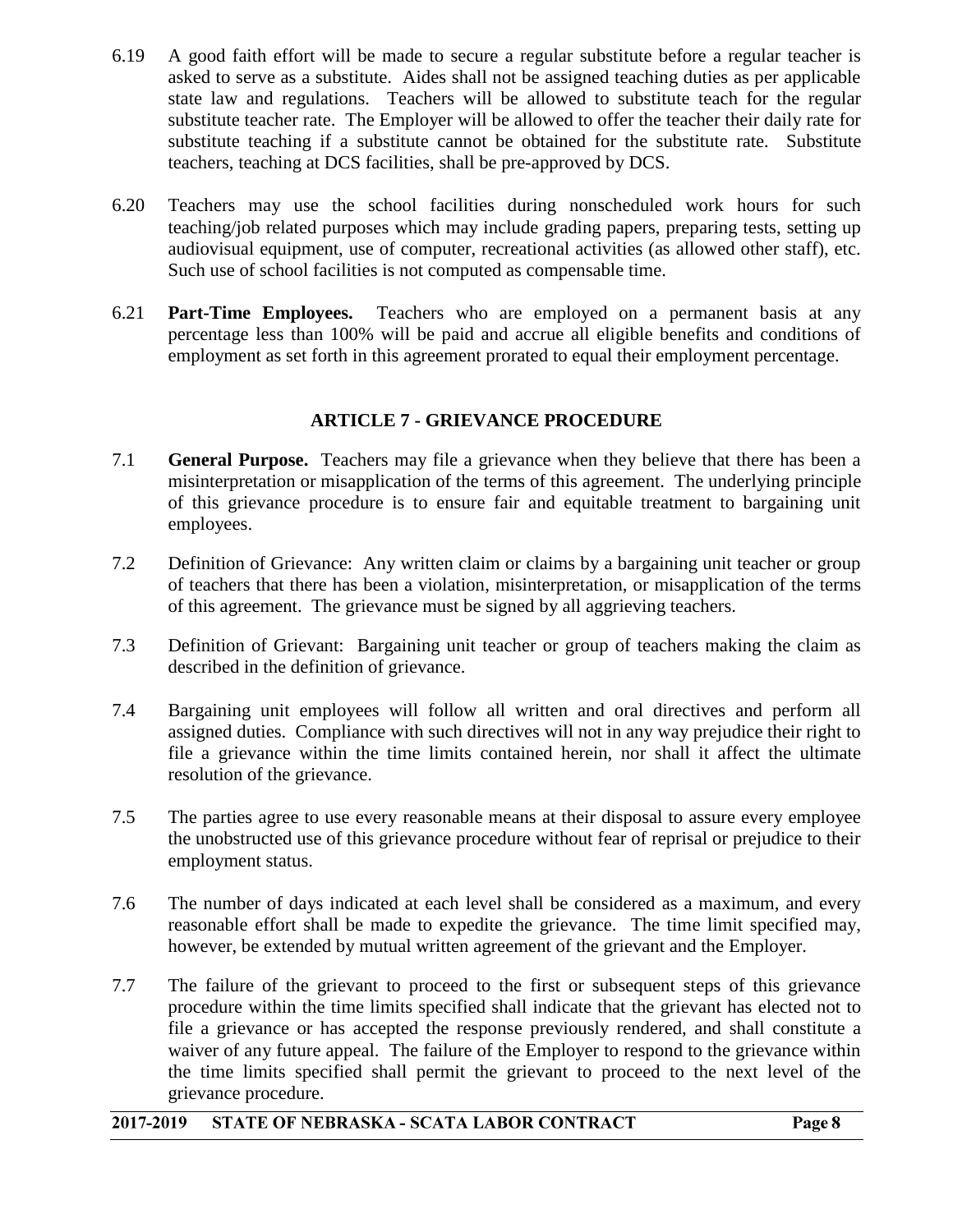6.19 A good faith effort will be made to secure a regular substitute before a regular teacher is asked to serve as a substitute. Aides shall not be assigned teaching duties as per applicable state law and regulations. Teachers will be allowed to substitute teach for the regular substitute teacher rate. The Employer will be allowed to offer the teacher their daily rate for substitute teaching if a substitute cannot be obtained for the substitute rate. Substitute teachers, teaching at DCS facilities, shall be pre-approved by DCS.

6.20 Teachers may use the school facilities during nonscheduled work hours for such teaching/job related purposes which may include grading papers, preparing tests, setting up audiovisual equipment, use of computer, recreational activities (as allowed other staff), etc. Such use of school facilities is not computed as compensable time.

6.21 **Part-Time Employees.** Teachers who are employed on a permanent basis at any percentage less than 100% will be paid and accrue all eligible benefits and conditions of employment as set forth in this agreement prorated to equal their employment percentage.

## ARTICLE 7 - GRIEVANCE PROCEDURE

7.1 **General Purpose.** Teachers may file a grievance when they believe that there has been a misinterpretation or misapplication of the terms of this agreement. The underlying principle of this grievance procedure is to ensure fair and equitable treatment to bargaining unit employees.

7.2 Definition of Grievance: Any written claim or claims by a bargaining unit teacher or group of teachers that there has been a violation, misinterpretation, or misapplication of the terms of this agreement. The grievance must be signed by all aggrieving teachers.

7.3 Definition of Grievant: Bargaining unit teacher or group of teachers making the claim as described in the definition of grievance.

7.4 Bargaining unit employees will follow all written and oral directives and perform all assigned duties. Compliance with such directives will not in any way prejudice their right to file a grievance within the time limits contained herein, nor shall it affect the ultimate resolution of the grievance.

7.5 The parties agree to use every reasonable means at their disposal to assure every employee the unobstructed use of this grievance procedure without fear of reprisal or prejudice to their employment status.

7.6 The number of days indicated at each level shall be considered as a maximum, and every reasonable effort shall be made to expedite the grievance. The time limit specified may, however, be extended by mutual written agreement of the grievant and the Employer.

7.7 The failure of the grievant to proceed to the first or subsequent steps of this grievance procedure within the time limits specified shall indicate that the grievant has elected not to file a grievance or has accepted the response previously rendered, and shall constitute a waiver of any future appeal. The failure of the Employer to respond to the grievance within the time limits specified shall permit the grievant to proceed to the next level of the grievance procedure.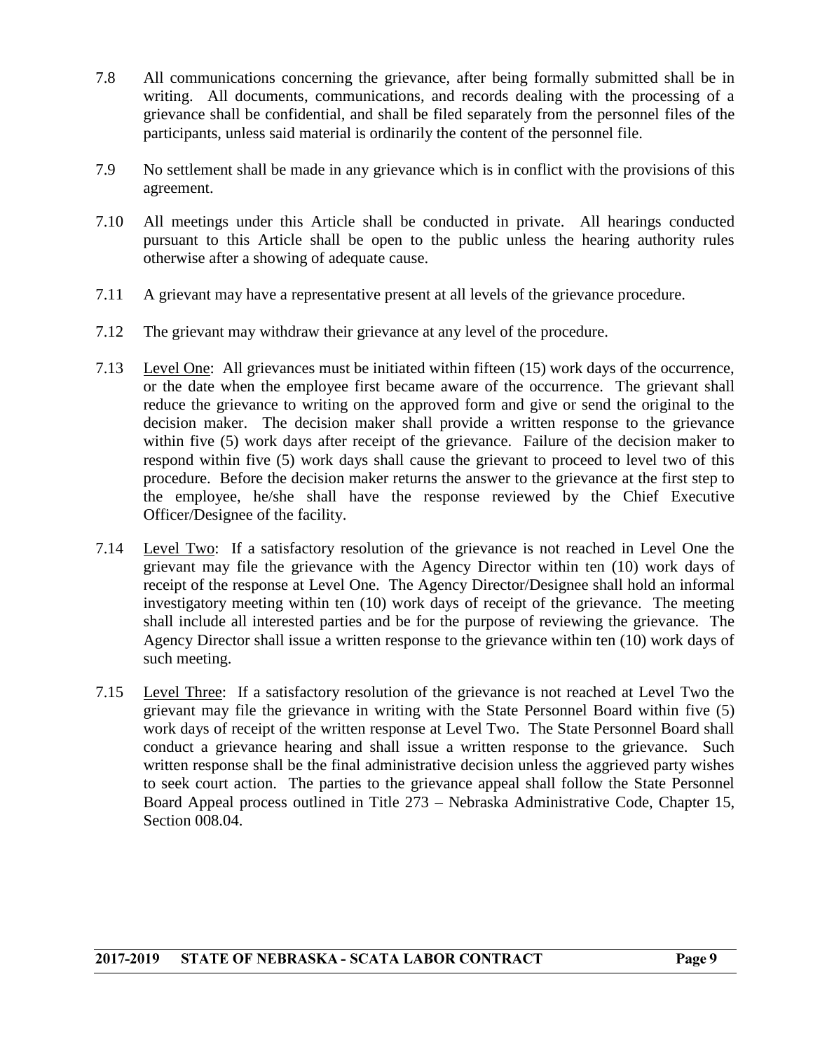7.8 All communications concerning the grievance, after being formally submitted shall be in writing. All documents, communications, and records dealing with the processing of a grievance shall be confidential, and shall be filed separately from the personnel files of the participants, unless said material is ordinarily the content of the personnel file.

7.9 No settlement shall be made in any grievance which is in conflict with the provisions of this agreement.

7.10 All meetings under this Article shall be conducted in private. All hearings conducted pursuant to this Article shall be open to the public unless the hearing authority rules otherwise after a showing of adequate cause.

7.11 A grievant may have a representative present at all levels of the grievance procedure.

7.12 The grievant may withdraw their grievance at any level of the procedure.

7.13 Level One: All grievances must be initiated within fifteen (15) work days of the occurrence, or the date when the employee first became aware of the occurrence. The grievant shall reduce the grievance to writing on the approved form and give or send the original to the decision maker. The decision maker shall provide a written response to the grievance within five (5) work days after receipt of the grievance. Failure of the decision maker to respond within five (5) work days shall cause the grievant to proceed to level two of this procedure. Before the decision maker returns the answer to the grievance at the first step to the employee, he/she shall have the response reviewed by the Chief Executive Officer/Designee of the facility.

7.14 Level Two: If a satisfactory resolution of the grievance is not reached in Level One the grievant may file the grievance with the Agency Director within ten (10) work days of receipt of the response at Level One. The Agency Director/Designee shall hold an informal investigatory meeting within ten (10) work days of receipt of the grievance. The meeting shall include all interested parties and be for the purpose of reviewing the grievance. The Agency Director shall issue a written response to the grievance within ten (10) work days of such meeting.

7.15 Level Three: If a satisfactory resolution of the grievance is not reached at Level Two the grievant may file the grievance in writing with the State Personnel Board within five (5) work days of receipt of the written response at Level Two. The State Personnel Board shall conduct a grievance hearing and shall issue a written response to the grievance. Such written response shall be the final administrative decision unless the aggrieved party wishes to seek court action. The parties to the grievance appeal shall follow the State Personnel Board Appeal process outlined in Title 273 – Nebraska Administrative Code, Chapter 15, Section 008.04.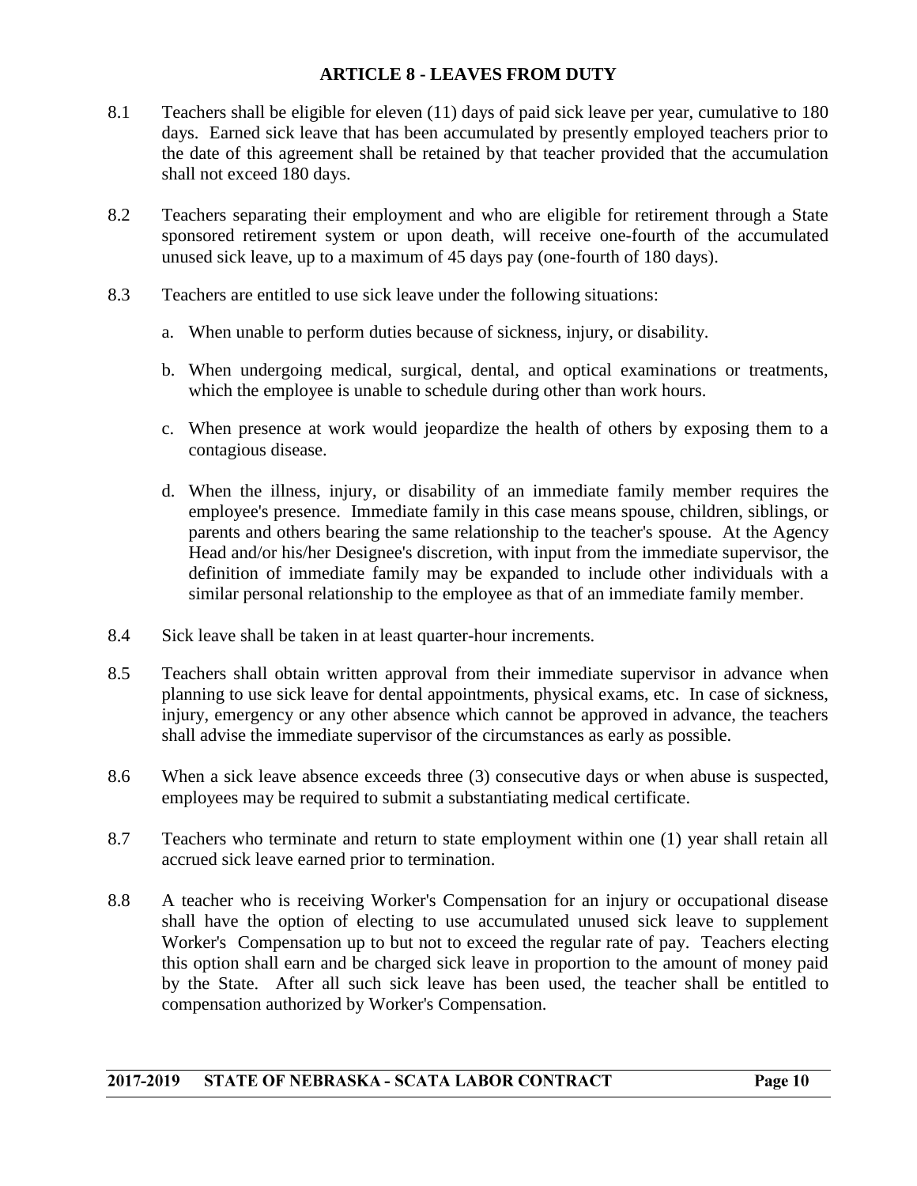## ARTICLE 8 - LEAVES FROM DUTY

8.1 Teachers shall be eligible for eleven (11) days of paid sick leave per year, cumulative to 180 days. Earned sick leave that has been accumulated by presently employed teachers prior to the date of this agreement shall be retained by that teacher provided that the accumulation shall not exceed 180 days.

8.2 Teachers separating their employment and who are eligible for retirement through a State sponsored retirement system or upon death, will receive one-fourth of the accumulated unused sick leave, up to a maximum of 45 days pay (one-fourth of 180 days).

8.3 Teachers are entitled to use sick leave under the following situations:

a. When unable to perform duties because of sickness, injury, or disability.

b. When undergoing medical, surgical, dental, and optical examinations or treatments, which the employee is unable to schedule during other than work hours.

c. When presence at work would jeopardize the health of others by exposing them to a contagious disease.

d. When the illness, injury, or disability of an immediate family member requires the employee's presence. Immediate family in this case means spouse, children, siblings, or parents and others bearing the same relationship to the teacher's spouse. At the Agency Head and/or his/her Designee's discretion, with input from the immediate supervisor, the definition of immediate family may be expanded to include other individuals with a similar personal relationship to the employee as that of an immediate family member.

8.4 Sick leave shall be taken in at least quarter-hour increments.

8.5 Teachers shall obtain written approval from their immediate supervisor in advance when planning to use sick leave for dental appointments, physical exams, etc. In case of sickness, injury, emergency or any other absence which cannot be approved in advance, the teachers shall advise the immediate supervisor of the circumstances as early as possible.

8.6 When a sick leave absence exceeds three (3) consecutive days or when abuse is suspected, employees may be required to submit a substantiating medical certificate.

8.7 Teachers who terminate and return to state employment within one (1) year shall retain all accrued sick leave earned prior to termination.

8.8 A teacher who is receiving Worker's Compensation for an injury or occupational disease shall have the option of electing to use accumulated unused sick leave to supplement Worker's Compensation up to but not to exceed the regular rate of pay. Teachers electing this option shall earn and be charged sick leave in proportion to the amount of money paid by the State. After all such sick leave has been used, the teacher shall be entitled to compensation authorized by Worker's Compensation.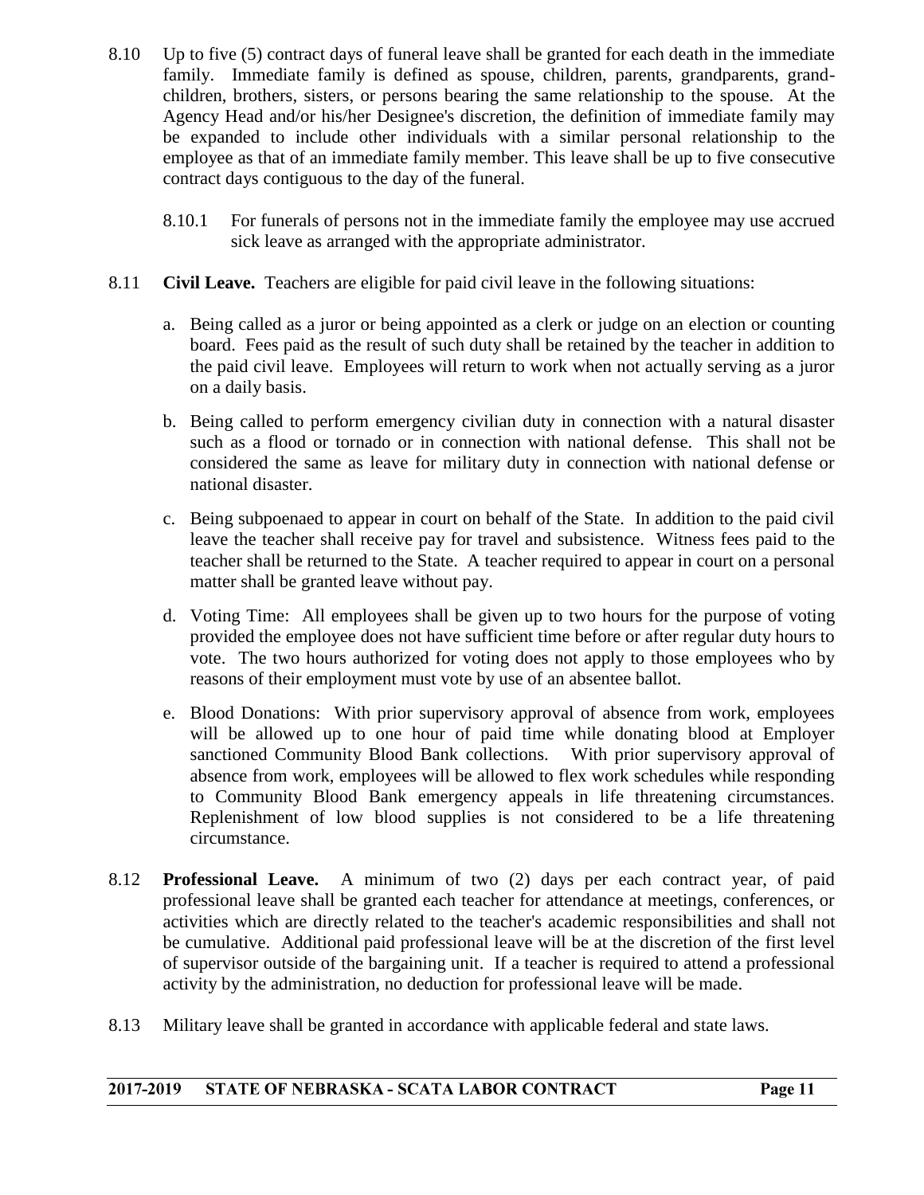8.10 Up to five (5) contract days of funeral leave shall be granted for each death in the immediate family. Immediate family is defined as spouse, children, parents, grandparents, grandchildren, brothers, sisters, or persons bearing the same relationship to the spouse. At the Agency Head and/or his/her Designee's discretion, the definition of immediate family may be expanded to include other individuals with a similar personal relationship to the employee as that of an immediate family member. This leave shall be up to five consecutive contract days contiguous to the day of the funeral.

8.10.1 For funerals of persons not in the immediate family the employee may use accrued sick leave as arranged with the appropriate administrator.

8.11 **Civil Leave.** Teachers are eligible for paid civil leave in the following situations:

a. Being called as a juror or being appointed as a clerk or judge on an election or counting board. Fees paid as the result of such duty shall be retained by the teacher in addition to the paid civil leave. Employees will return to work when not actually serving as a juror on a daily basis.

b. Being called to perform emergency civilian duty in connection with a natural disaster such as a flood or tornado or in connection with national defense. This shall not be considered the same as leave for military duty in connection with national defense or national disaster.

c. Being subpoenaed to appear in court on behalf of the State. In addition to the paid civil leave the teacher shall receive pay for travel and subsistence. Witness fees paid to the teacher shall be returned to the State. A teacher required to appear in court on a personal matter shall be granted leave without pay.

d. Voting Time: All employees shall be given up to two hours for the purpose of voting provided the employee does not have sufficient time before or after regular duty hours to vote. The two hours authorized for voting does not apply to those employees who by reasons of their employment must vote by use of an absentee ballot.

e. Blood Donations: With prior supervisory approval of absence from work, employees will be allowed up to one hour of paid time while donating blood at Employer sanctioned Community Blood Bank collections. With prior supervisory approval of absence from work, employees will be allowed to flex work schedules while responding to Community Blood Bank emergency appeals in life threatening circumstances. Replenishment of low blood supplies is not considered to be a life threatening circumstance.

8.12 **Professional Leave.** A minimum of two (2) days per each contract year, of paid professional leave shall be granted each teacher for attendance at meetings, conferences, or activities which are directly related to the teacher's academic responsibilities and shall not be cumulative. Additional paid professional leave will be at the discretion of the first level of supervisor outside of the bargaining unit. If a teacher is required to attend a professional activity by the administration, no deduction for professional leave will be made.

8.13 Military leave shall be granted in accordance with applicable federal and state laws.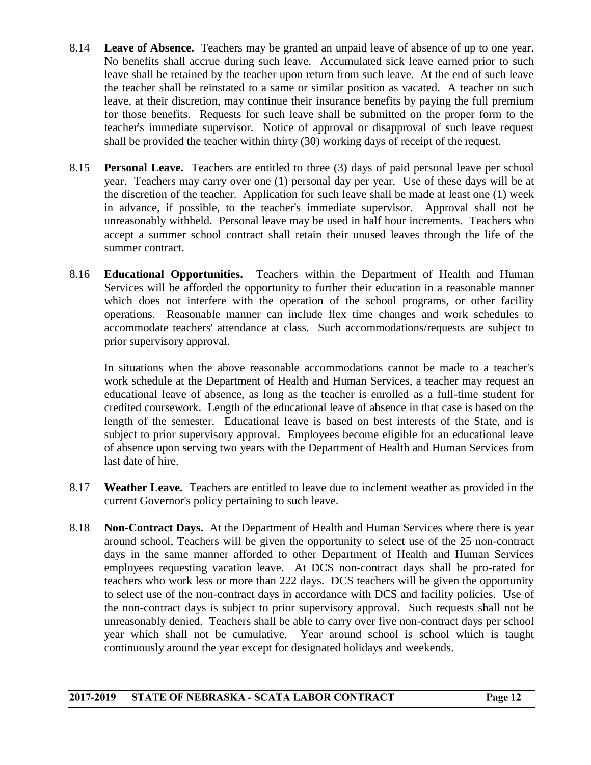8.14 **Leave of Absence.** Teachers may be granted an unpaid leave of absence of up to one year. No benefits shall accrue during such leave. Accumulated sick leave earned prior to such leave shall be retained by the teacher upon return from such leave. At the end of such leave the teacher shall be reinstated to a same or similar position as vacated. A teacher on such leave, at their discretion, may continue their insurance benefits by paying the full premium for those benefits. Requests for such leave shall be submitted on the proper form to the teacher's immediate supervisor. Notice of approval or disapproval of such leave request shall be provided the teacher within thirty (30) working days of receipt of the request.

8.15 **Personal Leave.** Teachers are entitled to three (3) days of paid personal leave per school year. Teachers may carry over one (1) personal day per year. Use of these days will be at the discretion of the teacher. Application for such leave shall be made at least one (1) week in advance, if possible, to the teacher's immediate supervisor. Approval shall not be unreasonably withheld. Personal leave may be used in half hour increments. Teachers who accept a summer school contract shall retain their unused leaves through the life of the summer contract.

8.16 **Educational Opportunities.** Teachers within the Department of Health and Human Services will be afforded the opportunity to further their education in a reasonable manner which does not interfere with the operation of the school programs, or other facility operations. Reasonable manner can include flex time changes and work schedules to accommodate teachers' attendance at class. Such accommodations/requests are subject to prior supervisory approval.

In situations when the above reasonable accommodations cannot be made to a teacher's work schedule at the Department of Health and Human Services, a teacher may request an educational leave of absence, as long as the teacher is enrolled as a full-time student for credited coursework. Length of the educational leave of absence in that case is based on the length of the semester. Educational leave is based on best interests of the State, and is subject to prior supervisory approval. Employees become eligible for an educational leave of absence upon serving two years with the Department of Health and Human Services from last date of hire.

8.17 **Weather Leave.** Teachers are entitled to leave due to inclement weather as provided in the current Governor's policy pertaining to such leave.

8.18 **Non-Contract Days.** At the Department of Health and Human Services where there is year around school, Teachers will be given the opportunity to select use of the 25 non-contract days in the same manner afforded to other Department of Health and Human Services employees requesting vacation leave. At DCS non-contract days shall be pro-rated for teachers who work less or more than 222 days. DCS teachers will be given the opportunity to select use of the non-contract days in accordance with DCS and facility policies. Use of the non-contract days is subject to prior supervisory approval. Such requests shall not be unreasonably denied. Teachers shall be able to carry over five non-contract days per school year which shall not be cumulative. Year around school is school which is taught continuously around the year except for designated holidays and weekends.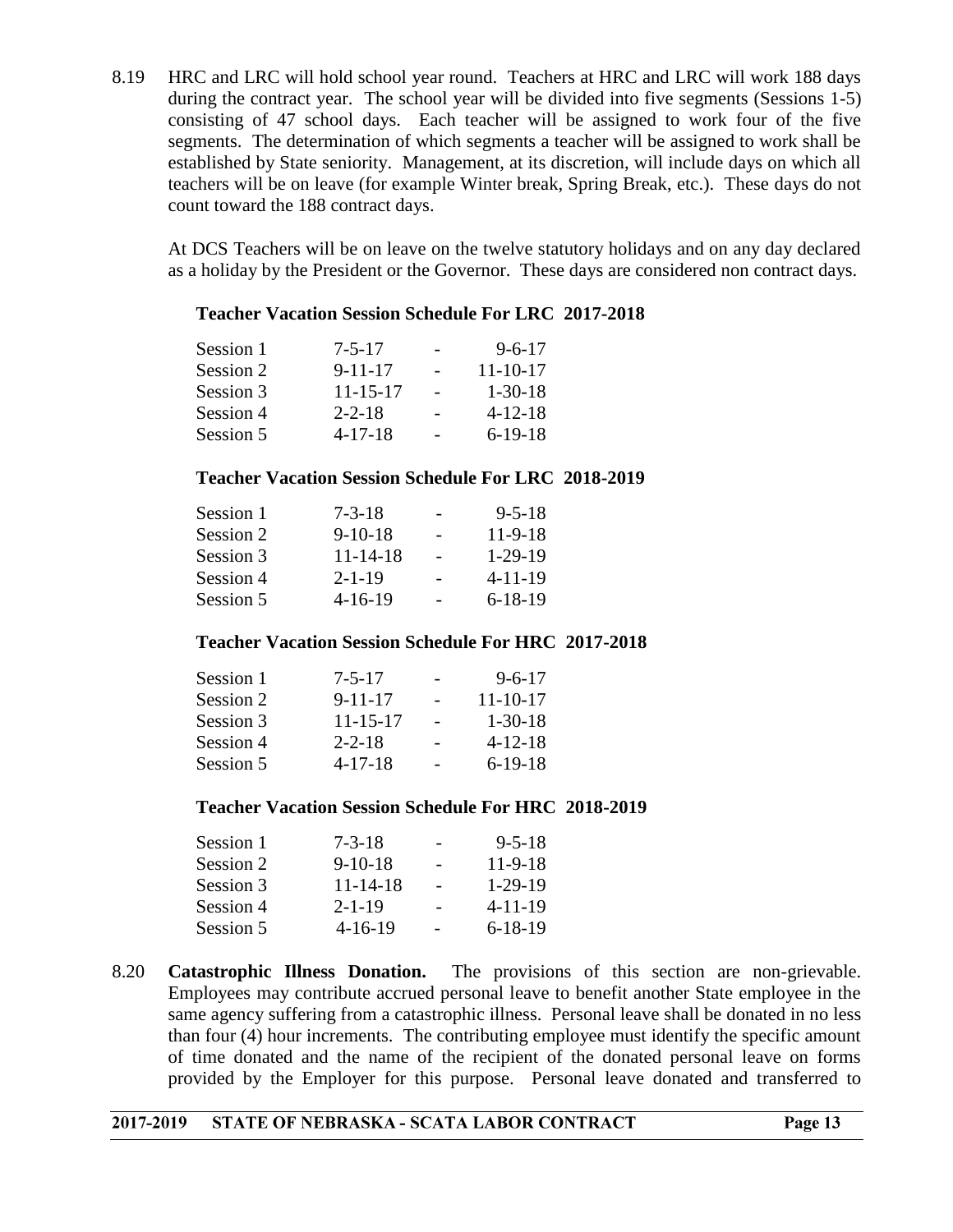8.19 HRC and LRC will hold school year round. Teachers at HRC and LRC will work 188 days during the contract year. The school year will be divided into five segments (Sessions 1-5) consisting of 47 school days. Each teacher will be assigned to work four of the five segments. The determination of which segments a teacher will be assigned to work shall be established by State seniority. Management, at its discretion, will include days on which all teachers will be on leave (for example Winter break, Spring Break, etc.). These days do not count toward the 188 contract days.

At DCS Teachers will be on leave on the twelve statutory holidays and on any day declared as a holiday by the President or the Governor. These days are considered non contract days.

**Teacher Vacation Session Schedule For LRC 2017-2018**

| | | | |
|---|---|---|---|
| Session 1 | 7-5-17 | - | 9-6-17 |
| Session 2 | 9-11-17 | - | 11-10-17 |
| Session 3 | 11-15-17 | - | 1-30-18 |
| Session 4 | 2-2-18 | - | 4-12-18 |
| Session 5 | 4-17-18 | - | 6-19-18 |

**Teacher Vacation Session Schedule For LRC 2018-2019**

| | | | |
|---|---|---|---|
| Session 1 | 7-3-18 | - | 9-5-18 |
| Session 2 | 9-10-18 | - | 11-9-18 |
| Session 3 | 11-14-18 | - | 1-29-19 |
| Session 4 | 2-1-19 | - | 4-11-19 |
| Session 5 | 4-16-19 | - | 6-18-19 |

**Teacher Vacation Session Schedule For HRC 2017-2018**

| | | | |
|---|---|---|---|
| Session 1 | 7-5-17 | - | 9-6-17 |
| Session 2 | 9-11-17 | - | 11-10-17 |
| Session 3 | 11-15-17 | - | 1-30-18 |
| Session 4 | 2-2-18 | - | 4-12-18 |
| Session 5 | 4-17-18 | - | 6-19-18 |

**Teacher Vacation Session Schedule For HRC 2018-2019**

| | | | |
|---|---|---|---|
| Session 1 | 7-3-18 | - | 9-5-18 |
| Session 2 | 9-10-18 | - | 11-9-18 |
| Session 3 | 11-14-18 | - | 1-29-19 |
| Session 4 | 2-1-19 | - | 4-11-19 |
| Session 5 | 4-16-19 | - | 6-18-19 |

8.20 **Catastrophic Illness Donation.** The provisions of this section are non-grievable. Employees may contribute accrued personal leave to benefit another State employee in the same agency suffering from a catastrophic illness. Personal leave shall be donated in no less than four (4) hour increments. The contributing employee must identify the specific amount of time donated and the name of the recipient of the donated personal leave on forms provided by the Employer for this purpose. Personal leave donated and transferred to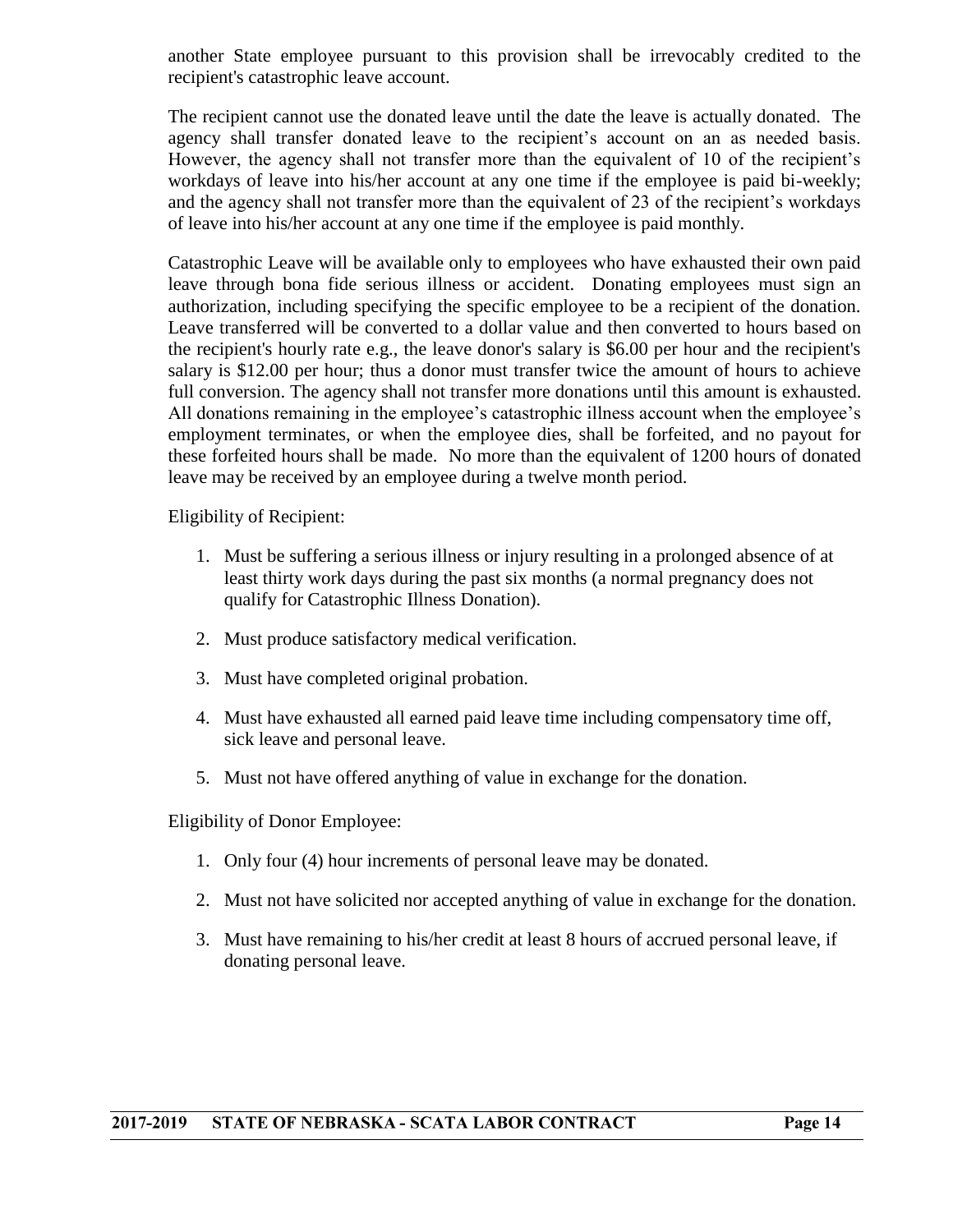another State employee pursuant to this provision shall be irrevocably credited to the recipient's catastrophic leave account.

The recipient cannot use the donated leave until the date the leave is actually donated. The agency shall transfer donated leave to the recipient's account on an as needed basis. However, the agency shall not transfer more than the equivalent of 10 of the recipient's workdays of leave into his/her account at any one time if the employee is paid bi-weekly; and the agency shall not transfer more than the equivalent of 23 of the recipient's workdays of leave into his/her account at any one time if the employee is paid monthly.

Catastrophic Leave will be available only to employees who have exhausted their own paid leave through bona fide serious illness or accident. Donating employees must sign an authorization, including specifying the specific employee to be a recipient of the donation. Leave transferred will be converted to a dollar value and then converted to hours based on the recipient's hourly rate e.g., the leave donor's salary is $6.00 per hour and the recipient's salary is $12.00 per hour; thus a donor must transfer twice the amount of hours to achieve full conversion. The agency shall not transfer more donations until this amount is exhausted. All donations remaining in the employee's catastrophic illness account when the employee's employment terminates, or when the employee dies, shall be forfeited, and no payout for these forfeited hours shall be made. No more than the equivalent of 1200 hours of donated leave may be received by an employee during a twelve month period.

Eligibility of Recipient:

1. Must be suffering a serious illness or injury resulting in a prolonged absence of at least thirty work days during the past six months (a normal pregnancy does not qualify for Catastrophic Illness Donation).
2. Must produce satisfactory medical verification.
3. Must have completed original probation.
4. Must have exhausted all earned paid leave time including compensatory time off, sick leave and personal leave.
5. Must not have offered anything of value in exchange for the donation.

Eligibility of Donor Employee:

1. Only four (4) hour increments of personal leave may be donated.
2. Must not have solicited nor accepted anything of value in exchange for the donation.
3. Must have remaining to his/her credit at least 8 hours of accrued personal leave, if donating personal leave.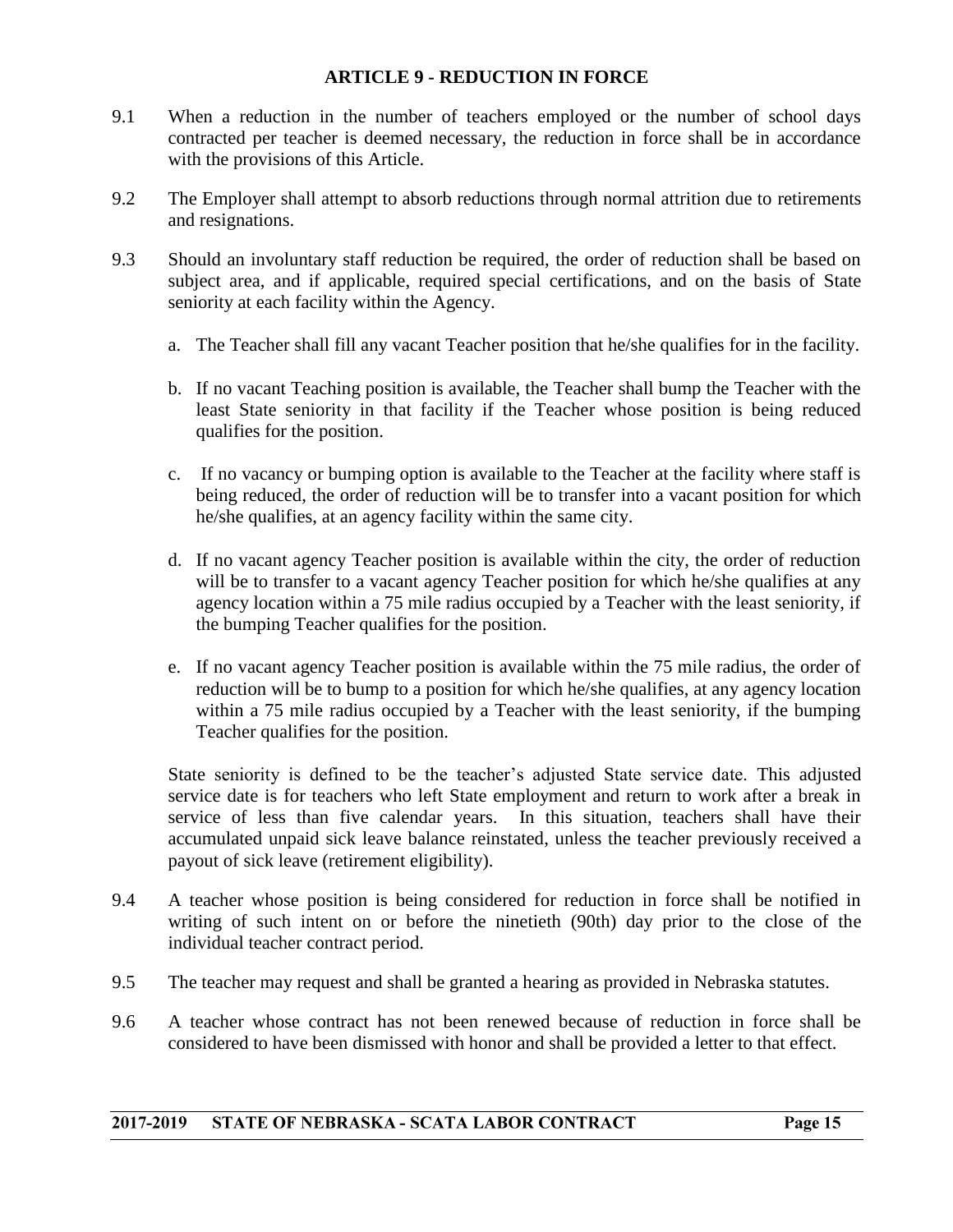## ARTICLE 9 - REDUCTION IN FORCE

9.1 When a reduction in the number of teachers employed or the number of school days contracted per teacher is deemed necessary, the reduction in force shall be in accordance with the provisions of this Article.

9.2 The Employer shall attempt to absorb reductions through normal attrition due to retirements and resignations.

9.3 Should an involuntary staff reduction be required, the order of reduction shall be based on subject area, and if applicable, required special certifications, and on the basis of State seniority at each facility within the Agency.

a. The Teacher shall fill any vacant Teacher position that he/she qualifies for in the facility.

b. If no vacant Teaching position is available, the Teacher shall bump the Teacher with the least State seniority in that facility if the Teacher whose position is being reduced qualifies for the position.

c. If no vacancy or bumping option is available to the Teacher at the facility where staff is being reduced, the order of reduction will be to transfer into a vacant position for which he/she qualifies, at an agency facility within the same city.

d. If no vacant agency Teacher position is available within the city, the order of reduction will be to transfer to a vacant agency Teacher position for which he/she qualifies at any agency location within a 75 mile radius occupied by a Teacher with the least seniority, if the bumping Teacher qualifies for the position.

e. If no vacant agency Teacher position is available within the 75 mile radius, the order of reduction will be to bump to a position for which he/she qualifies, at any agency location within a 75 mile radius occupied by a Teacher with the least seniority, if the bumping Teacher qualifies for the position.

State seniority is defined to be the teacher's adjusted State service date. This adjusted service date is for teachers who left State employment and return to work after a break in service of less than five calendar years. In this situation, teachers shall have their accumulated unpaid sick leave balance reinstated, unless the teacher previously received a payout of sick leave (retirement eligibility).

9.4 A teacher whose position is being considered for reduction in force shall be notified in writing of such intent on or before the ninetieth (90th) day prior to the close of the individual teacher contract period.

9.5 The teacher may request and shall be granted a hearing as provided in Nebraska statutes.

9.6 A teacher whose contract has not been renewed because of reduction in force shall be considered to have been dismissed with honor and shall be provided a letter to that effect.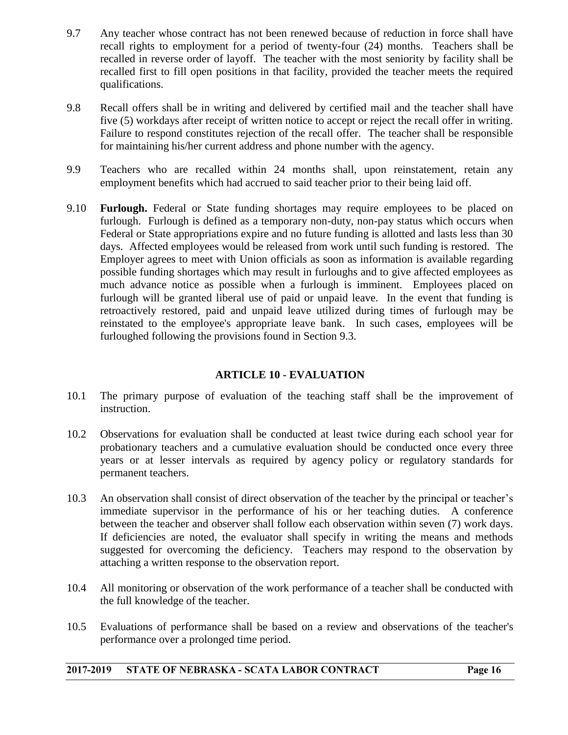9.7 Any teacher whose contract has not been renewed because of reduction in force shall have recall rights to employment for a period of twenty-four (24) months. Teachers shall be recalled in reverse order of layoff. The teacher with the most seniority by facility shall be recalled first to fill open positions in that facility, provided the teacher meets the required qualifications.

9.8 Recall offers shall be in writing and delivered by certified mail and the teacher shall have five (5) workdays after receipt of written notice to accept or reject the recall offer in writing. Failure to respond constitutes rejection of the recall offer. The teacher shall be responsible for maintaining his/her current address and phone number with the agency.

9.9 Teachers who are recalled within 24 months shall, upon reinstatement, retain any employment benefits which had accrued to said teacher prior to their being laid off.

9.10 **Furlough.** Federal or State funding shortages may require employees to be placed on furlough. Furlough is defined as a temporary non-duty, non-pay status which occurs when Federal or State appropriations expire and no future funding is allotted and lasts less than 30 days. Affected employees would be released from work until such funding is restored. The Employer agrees to meet with Union officials as soon as information is available regarding possible funding shortages which may result in furloughs and to give affected employees as much advance notice as possible when a furlough is imminent. Employees placed on furlough will be granted liberal use of paid or unpaid leave. In the event that funding is retroactively restored, paid and unpaid leave utilized during times of furlough may be reinstated to the employee's appropriate leave bank. In such cases, employees will be furloughed following the provisions found in Section 9.3.

## ARTICLE 10 - EVALUATION

10.1 The primary purpose of evaluation of the teaching staff shall be the improvement of instruction.

10.2 Observations for evaluation shall be conducted at least twice during each school year for probationary teachers and a cumulative evaluation should be conducted once every three years or at lesser intervals as required by agency policy or regulatory standards for permanent teachers.

10.3 An observation shall consist of direct observation of the teacher by the principal or teacher's immediate supervisor in the performance of his or her teaching duties. A conference between the teacher and observer shall follow each observation within seven (7) work days. If deficiencies are noted, the evaluator shall specify in writing the means and methods suggested for overcoming the deficiency. Teachers may respond to the observation by attaching a written response to the observation report.

10.4 All monitoring or observation of the work performance of a teacher shall be conducted with the full knowledge of the teacher.

10.5 Evaluations of performance shall be based on a review and observations of the teacher's performance over a prolonged time period.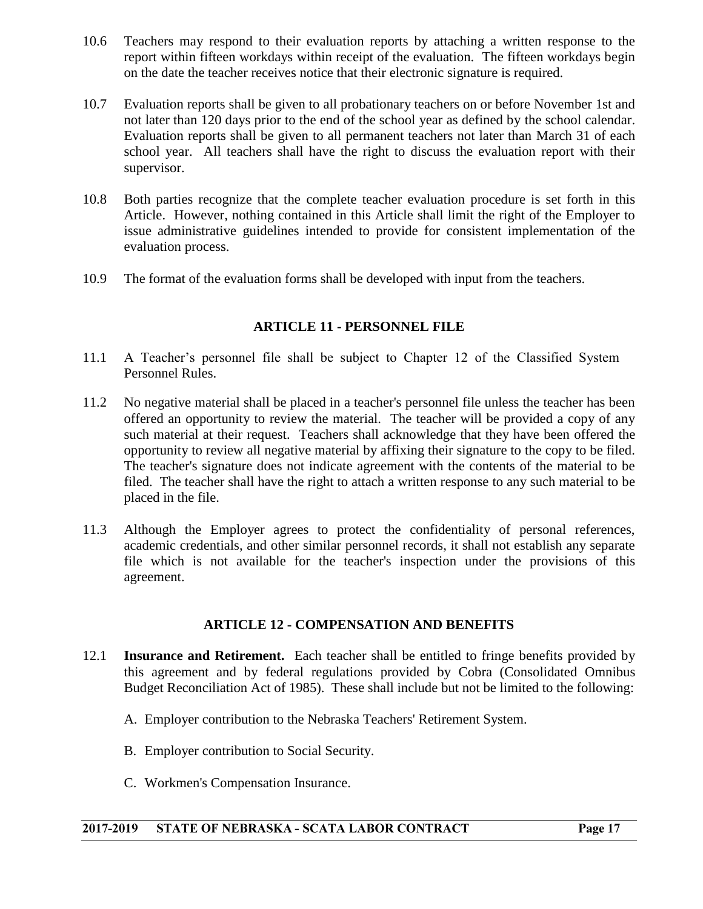10.6 Teachers may respond to their evaluation reports by attaching a written response to the report within fifteen workdays within receipt of the evaluation. The fifteen workdays begin on the date the teacher receives notice that their electronic signature is required.

10.7 Evaluation reports shall be given to all probationary teachers on or before November 1st and not later than 120 days prior to the end of the school year as defined by the school calendar. Evaluation reports shall be given to all permanent teachers not later than March 31 of each school year. All teachers shall have the right to discuss the evaluation report with their supervisor.

10.8 Both parties recognize that the complete teacher evaluation procedure is set forth in this Article. However, nothing contained in this Article shall limit the right of the Employer to issue administrative guidelines intended to provide for consistent implementation of the evaluation process.

10.9 The format of the evaluation forms shall be developed with input from the teachers.

## ARTICLE 11 - PERSONNEL FILE

11.1 A Teacher's personnel file shall be subject to Chapter 12 of the Classified System Personnel Rules.

11.2 No negative material shall be placed in a teacher's personnel file unless the teacher has been offered an opportunity to review the material. The teacher will be provided a copy of any such material at their request. Teachers shall acknowledge that they have been offered the opportunity to review all negative material by affixing their signature to the copy to be filed. The teacher's signature does not indicate agreement with the contents of the material to be filed. The teacher shall have the right to attach a written response to any such material to be placed in the file.

11.3 Although the Employer agrees to protect the confidentiality of personal references, academic credentials, and other similar personnel records, it shall not establish any separate file which is not available for the teacher's inspection under the provisions of this agreement.

## ARTICLE 12 - COMPENSATION AND BENEFITS

12.1 **Insurance and Retirement.** Each teacher shall be entitled to fringe benefits provided by this agreement and by federal regulations provided by Cobra (Consolidated Omnibus Budget Reconciliation Act of 1985). These shall include but not be limited to the following:

A. Employer contribution to the Nebraska Teachers' Retirement System.

B. Employer contribution to Social Security.

C. Workmen's Compensation Insurance.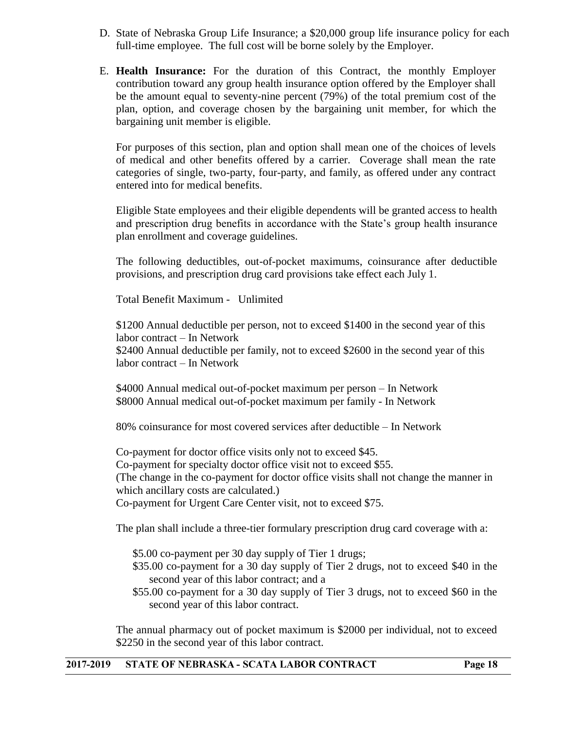D. State of Nebraska Group Life Insurance; a $20,000 group life insurance policy for each full-time employee. The full cost will be borne solely by the Employer.

E. **Health Insurance:** For the duration of this Contract, the monthly Employer contribution toward any group health insurance option offered by the Employer shall be the amount equal to seventy-nine percent (79%) of the total premium cost of the plan, option, and coverage chosen by the bargaining unit member, for which the bargaining unit member is eligible.

   For purposes of this section, plan and option shall mean one of the choices of levels of medical and other benefits offered by a carrier. Coverage shall mean the rate categories of single, two-party, four-party, and family, as offered under any contract entered into for medical benefits.

   Eligible State employees and their eligible dependents will be granted access to health and prescription drug benefits in accordance with the State's group health insurance plan enrollment and coverage guidelines.

   The following deductibles, out-of-pocket maximums, coinsurance after deductible provisions, and prescription drug card provisions take effect each July 1.

   Total Benefit Maximum - Unlimited

   $1200 Annual deductible per person, not to exceed $1400 in the second year of this labor contract – In Network
   $2400 Annual deductible per family, not to exceed $2600 in the second year of this labor contract – In Network

   $4000 Annual medical out-of-pocket maximum per person – In Network
   $8000 Annual medical out-of-pocket maximum per family - In Network

   80% coinsurance for most covered services after deductible – In Network

   Co-payment for doctor office visits only not to exceed $45.
   Co-payment for specialty doctor office visit not to exceed $55.
   (The change in the co-payment for doctor office visits shall not change the manner in which ancillary costs are calculated.)
   Co-payment for Urgent Care Center visit, not to exceed $75.

   The plan shall include a three-tier formulary prescription drug card coverage with a:

   - $5.00 co-payment per 30 day supply of Tier 1 drugs;
   - $35.00 co-payment for a 30 day supply of Tier 2 drugs, not to exceed $40 in the second year of this labor contract; and a
   - $55.00 co-payment for a 30 day supply of Tier 3 drugs, not to exceed $60 in the second year of this labor contract.

   The annual pharmacy out of pocket maximum is $2000 per individual, not to exceed $2250 in the second year of this labor contract.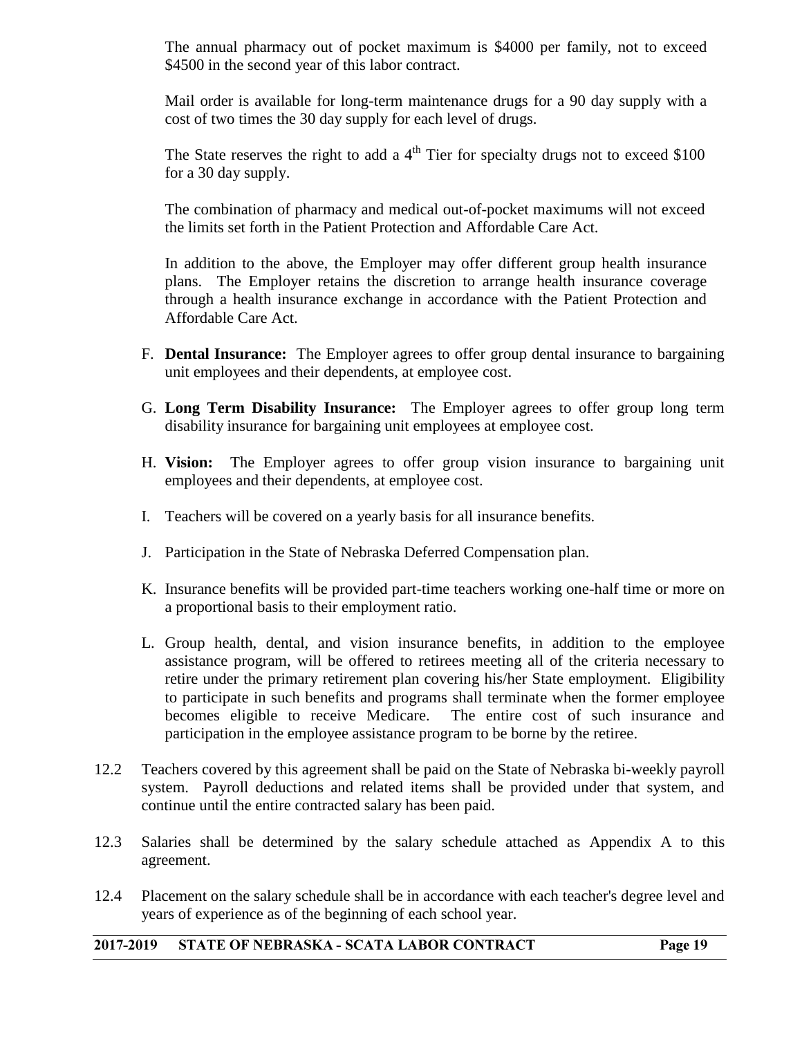The annual pharmacy out of pocket maximum is $4000 per family, not to exceed $4500 in the second year of this labor contract.

Mail order is available for long-term maintenance drugs for a 90 day supply with a cost of two times the 30 day supply for each level of drugs.

The State reserves the right to add a $4^{th}$ Tier for specialty drugs not to exceed $100 for a 30 day supply.

The combination of pharmacy and medical out-of-pocket maximums will not exceed the limits set forth in the Patient Protection and Affordable Care Act.

In addition to the above, the Employer may offer different group health insurance plans. The Employer retains the discretion to arrange health insurance coverage through a health insurance exchange in accordance with the Patient Protection and Affordable Care Act.

F. **Dental Insurance:** The Employer agrees to offer group dental insurance to bargaining unit employees and their dependents, at employee cost.

G. **Long Term Disability Insurance:** The Employer agrees to offer group long term disability insurance for bargaining unit employees at employee cost.

H. **Vision:** The Employer agrees to offer group vision insurance to bargaining unit employees and their dependents, at employee cost.

I. Teachers will be covered on a yearly basis for all insurance benefits.

J. Participation in the State of Nebraska Deferred Compensation plan.

K. Insurance benefits will be provided part-time teachers working one-half time or more on a proportional basis to their employment ratio.

L. Group health, dental, and vision insurance benefits, in addition to the employee assistance program, will be offered to retirees meeting all of the criteria necessary to retire under the primary retirement plan covering his/her State employment. Eligibility to participate in such benefits and programs shall terminate when the former employee becomes eligible to receive Medicare. The entire cost of such insurance and participation in the employee assistance program to be borne by the retiree.

12.2 Teachers covered by this agreement shall be paid on the State of Nebraska bi-weekly payroll system. Payroll deductions and related items shall be provided under that system, and continue until the entire contracted salary has been paid.

12.3 Salaries shall be determined by the salary schedule attached as Appendix A to this agreement.

12.4 Placement on the salary schedule shall be in accordance with each teacher's degree level and years of experience as of the beginning of each school year.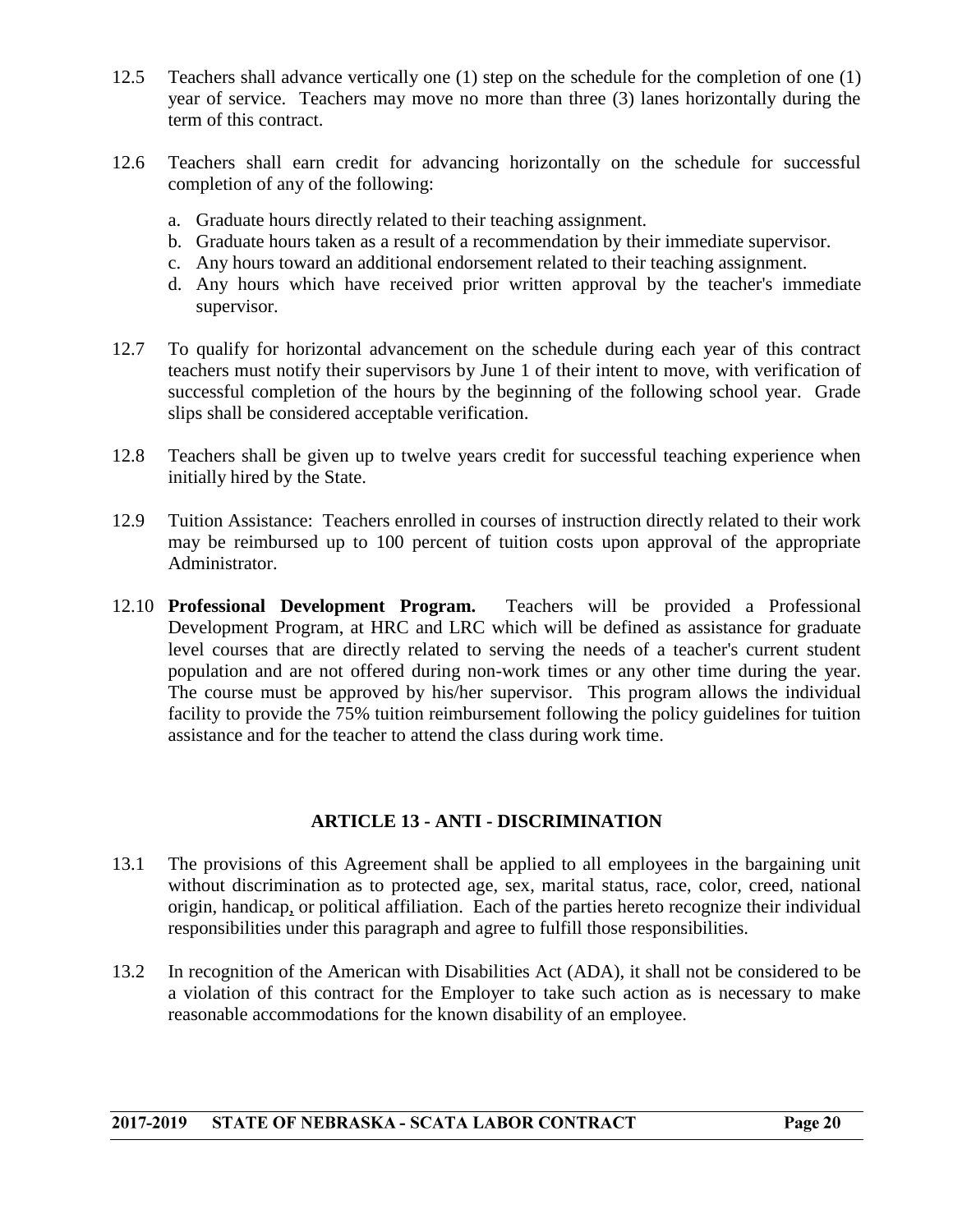12.5 Teachers shall advance vertically one (1) step on the schedule for the completion of one (1) year of service. Teachers may move no more than three (3) lanes horizontally during the term of this contract.

12.6 Teachers shall earn credit for advancing horizontally on the schedule for successful completion of any of the following:

a. Graduate hours directly related to their teaching assignment.
b. Graduate hours taken as a result of a recommendation by their immediate supervisor.
c. Any hours toward an additional endorsement related to their teaching assignment.
d. Any hours which have received prior written approval by the teacher's immediate supervisor.

12.7 To qualify for horizontal advancement on the schedule during each year of this contract teachers must notify their supervisors by June 1 of their intent to move, with verification of successful completion of the hours by the beginning of the following school year. Grade slips shall be considered acceptable verification.

12.8 Teachers shall be given up to twelve years credit for successful teaching experience when initially hired by the State.

12.9 Tuition Assistance: Teachers enrolled in courses of instruction directly related to their work may be reimbursed up to 100 percent of tuition costs upon approval of the appropriate Administrator.

12.10 **Professional Development Program.** Teachers will be provided a Professional Development Program, at HRC and LRC which will be defined as assistance for graduate level courses that are directly related to serving the needs of a teacher's current student population and are not offered during non-work times or any other time during the year. The course must be approved by his/her supervisor. This program allows the individual facility to provide the 75% tuition reimbursement following the policy guidelines for tuition assistance and for the teacher to attend the class during work time.

## ARTICLE 13 - ANTI - DISCRIMINATION

13.1 The provisions of this Agreement shall be applied to all employees in the bargaining unit without discrimination as to protected age, sex, marital status, race, color, creed, national origin, handicap, or political affiliation. Each of the parties hereto recognize their individual responsibilities under this paragraph and agree to fulfill those responsibilities.

13.2 In recognition of the American with Disabilities Act (ADA), it shall not be considered to be a violation of this contract for the Employer to take such action as is necessary to make reasonable accommodations for the known disability of an employee.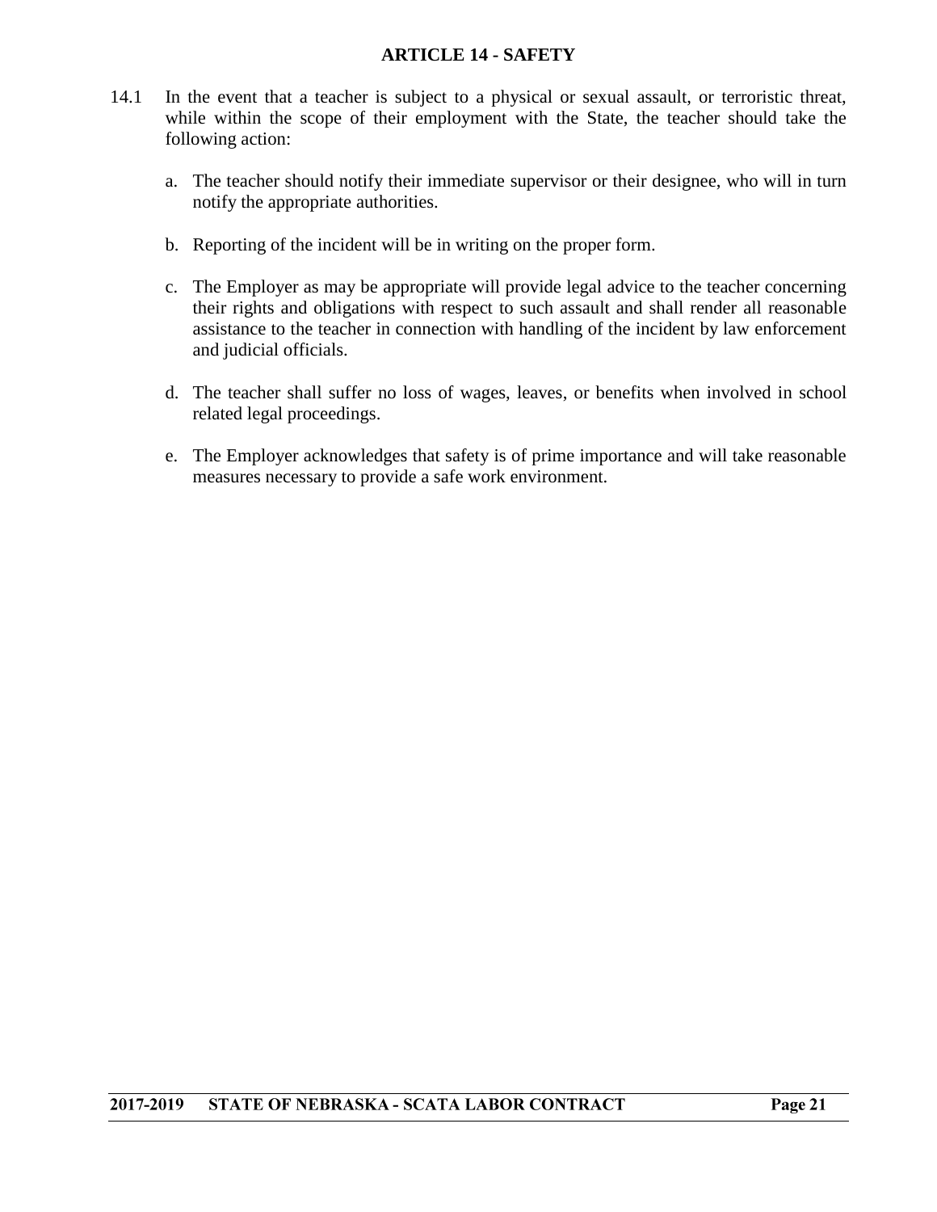## ARTICLE 14 - SAFETY

14.1 In the event that a teacher is subject to a physical or sexual assault, or terroristic threat, while within the scope of their employment with the State, the teacher should take the following action:

a. The teacher should notify their immediate supervisor or their designee, who will in turn notify the appropriate authorities.

b. Reporting of the incident will be in writing on the proper form.

c. The Employer as may be appropriate will provide legal advice to the teacher concerning their rights and obligations with respect to such assault and shall render all reasonable assistance to the teacher in connection with handling of the incident by law enforcement and judicial officials.

d. The teacher shall suffer no loss of wages, leaves, or benefits when involved in school related legal proceedings.

e. The Employer acknowledges that safety is of prime importance and will take reasonable measures necessary to provide a safe work environment.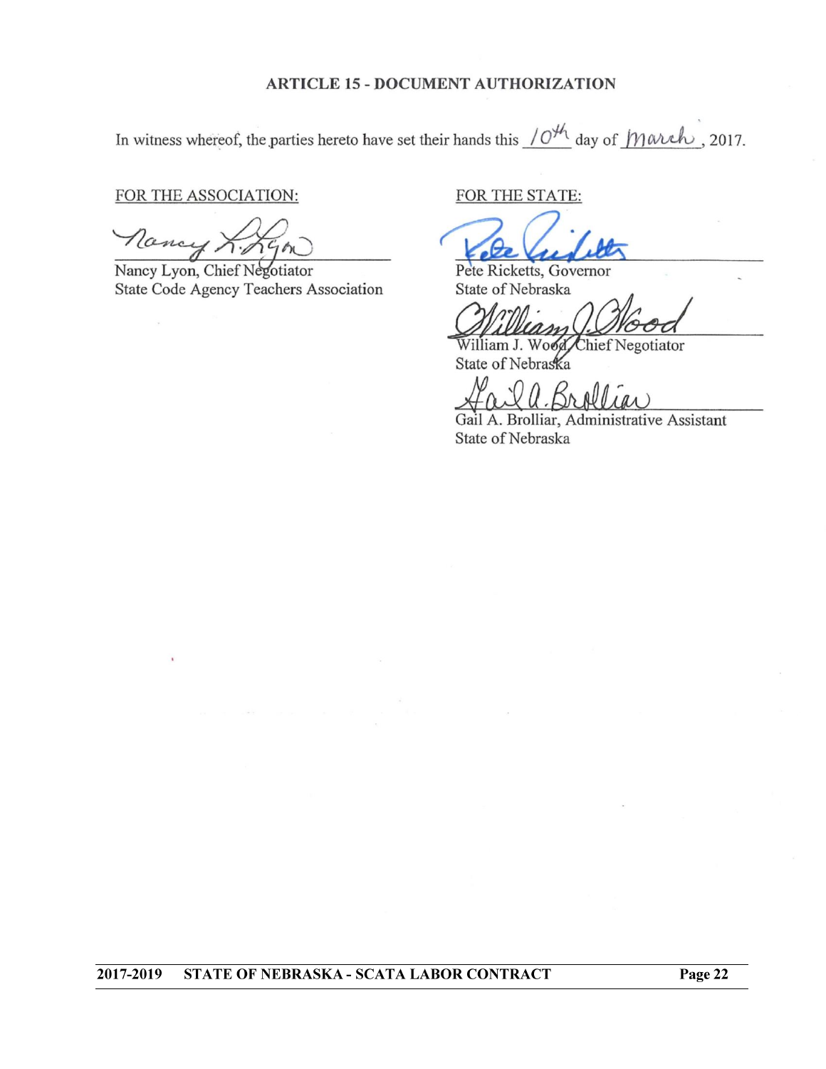## ARTICLE 15 - DOCUMENT AUTHORIZATION

In witness whereof, the parties hereto have set their hands this 10th day of March, 2017.

FOR THE ASSOCIATION:

Nancy Lyon, Chief Negotiator
State Code Agency Teachers Association

FOR THE STATE:

Pete Ricketts, Governor
State of Nebraska

William J. Wood, Chief Negotiator
State of Nebraska

Gail A. Brolliar, Administrative Assistant
State of Nebraska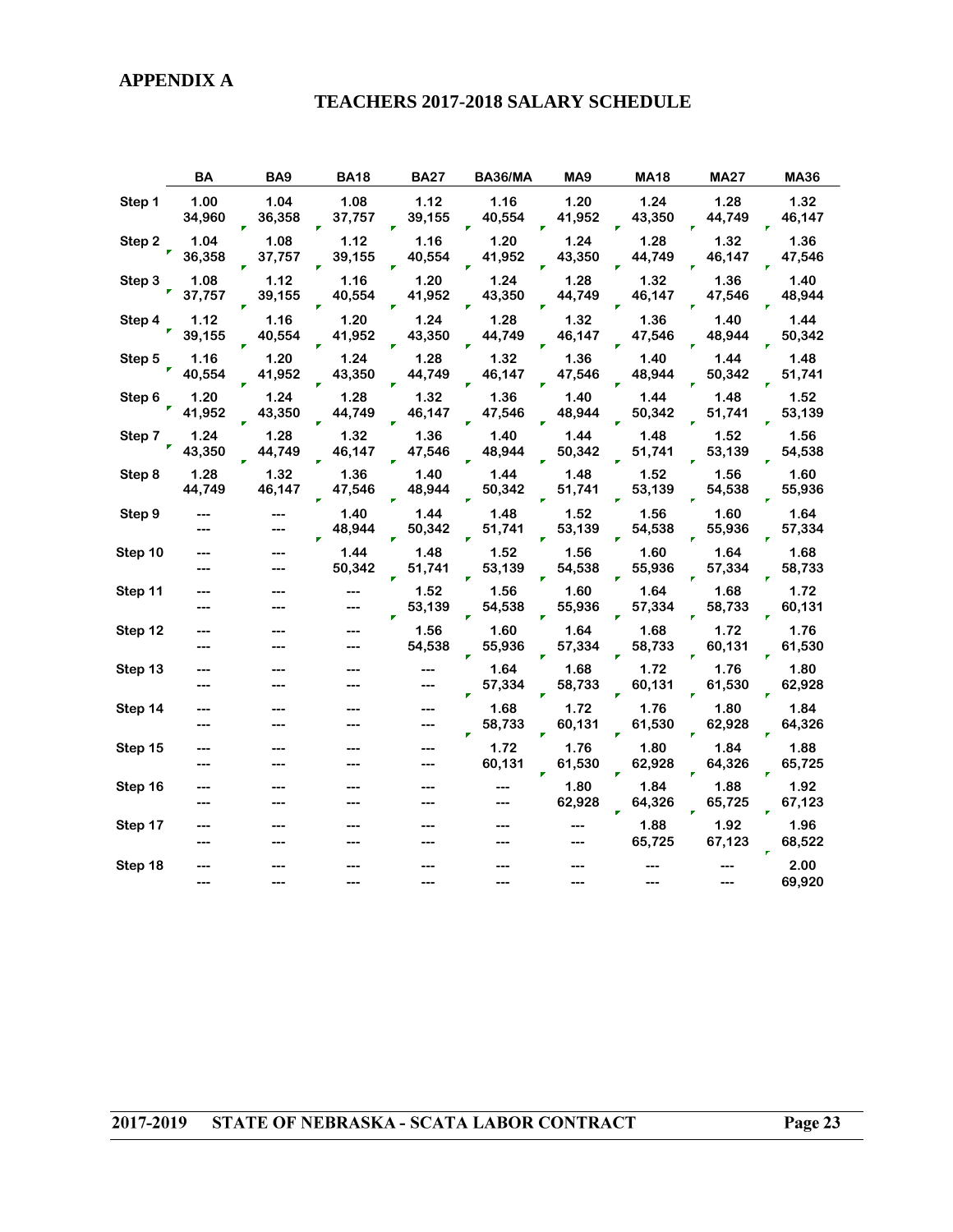## APPENDIX A

## TEACHERS 2017-2018 SALARY SCHEDULE

| | BA | BA9 | BA18 | BA27 | BA36/MA | MA9 | MA18 | MA27 | MA36 |
|---|---|---|---|---|---|---|---|---|---|
| Step 1 | 1.00<br>34,960 | 1.04<br>36,358 | 1.08<br>37,757 | 1.12<br>39,155 | 1.16<br>40,554 | 1.20<br>41,952 | 1.24<br>43,350 | 1.28<br>44,749 | 1.32<br>46,147 |
| Step 2 | 1.04<br>36,358 | 1.08<br>37,757 | 1.12<br>39,155 | 1.16<br>40,554 | 1.20<br>41,952 | 1.24<br>43,350 | 1.28<br>44,749 | 1.32<br>46,147 | 1.36<br>47,546 |
| Step 3 | 1.08<br>37,757 | 1.12<br>39,155 | 1.16<br>40,554 | 1.20<br>41,952 | 1.24<br>43,350 | 1.28<br>44,749 | 1.32<br>46,147 | 1.36<br>47,546 | 1.40<br>48,944 |
| Step 4 | 1.12<br>39,155 | 1.16<br>40,554 | 1.20<br>41,952 | 1.24<br>43,350 | 1.28<br>44,749 | 1.32<br>46,147 | 1.36<br>47,546 | 1.40<br>48,944 | 1.44<br>50,342 |
| Step 5 | 1.16<br>40,554 | 1.20<br>41,952 | 1.24<br>43,350 | 1.28<br>44,749 | 1.32<br>46,147 | 1.36<br>47,546 | 1.40<br>48,944 | 1.44<br>50,342 | 1.48<br>51,741 |
| Step 6 | 1.20<br>41,952 | 1.24<br>43,350 | 1.28<br>44,749 | 1.32<br>46,147 | 1.36<br>47,546 | 1.40<br>48,944 | 1.44<br>50,342 | 1.48<br>51,741 | 1.52<br>53,139 |
| Step 7 | 1.24<br>43,350 | 1.28<br>44,749 | 1.32<br>46,147 | 1.36<br>47,546 | 1.40<br>48,944 | 1.44<br>50,342 | 1.48<br>51,741 | 1.52<br>53,139 | 1.56<br>54,538 |
| Step 8 | 1.28<br>44,749 | 1.32<br>46,147 | 1.36<br>47,546 | 1.40<br>48,944 | 1.44<br>50,342 | 1.48<br>51,741 | 1.52<br>53,139 | 1.56<br>54,538 | 1.60<br>55,936 |
| Step 9 | ---<br>--- | ---<br>--- | 1.40<br>48,944 | 1.44<br>50,342 | 1.48<br>51,741 | 1.52<br>53,139 | 1.56<br>54,538 | 1.60<br>55,936 | 1.64<br>57,334 |
| Step 10 | ---<br>--- | ---<br>--- | 1.44<br>50,342 | 1.48<br>51,741 | 1.52<br>53,139 | 1.56<br>54,538 | 1.60<br>55,936 | 1.64<br>57,334 | 1.68<br>58,733 |
| Step 11 | ---<br>--- | ---<br>--- | ---<br>--- | 1.52<br>53,139 | 1.56<br>54,538 | 1.60<br>55,936 | 1.64<br>57,334 | 1.68<br>58,733 | 1.72<br>60,131 |
| Step 12 | ---<br>--- | ---<br>--- | ---<br>--- | 1.56<br>54,538 | 1.60<br>55,936 | 1.64<br>57,334 | 1.68<br>58,733 | 1.72<br>60,131 | 1.76<br>61,530 |
| Step 13 | ---<br>--- | ---<br>--- | ---<br>--- | ---<br>--- | 1.64<br>57,334 | 1.68<br>58,733 | 1.72<br>60,131 | 1.76<br>61,530 | 1.80<br>62,928 |
| Step 14 | ---<br>--- | ---<br>--- | ---<br>--- | ---<br>--- | 1.68<br>58,733 | 1.72<br>60,131 | 1.76<br>61,530 | 1.80<br>62,928 | 1.84<br>64,326 |
| Step 15 | ---<br>--- | ---<br>--- | ---<br>--- | ---<br>--- | 1.72<br>60,131 | 1.76<br>61,530 | 1.80<br>62,928 | 1.84<br>64,326 | 1.88<br>65,725 |
| Step 16 | ---<br>--- | ---<br>--- | ---<br>--- | ---<br>--- | ---<br>--- | 1.80<br>62,928 | 1.84<br>64,326 | 1.88<br>65,725 | 1.92<br>67,123 |
| Step 17 | ---<br>--- | ---<br>--- | ---<br>--- | ---<br>--- | ---<br>--- | ---<br>--- | 1.88<br>65,725 | 1.92<br>67,123 | 1.96<br>68,522 |
| Step 18 | ---<br>--- | ---<br>--- | ---<br>--- | ---<br>--- | ---<br>--- | ---<br>--- | ---<br>--- | ---<br>--- | 2.00<br>69,920 |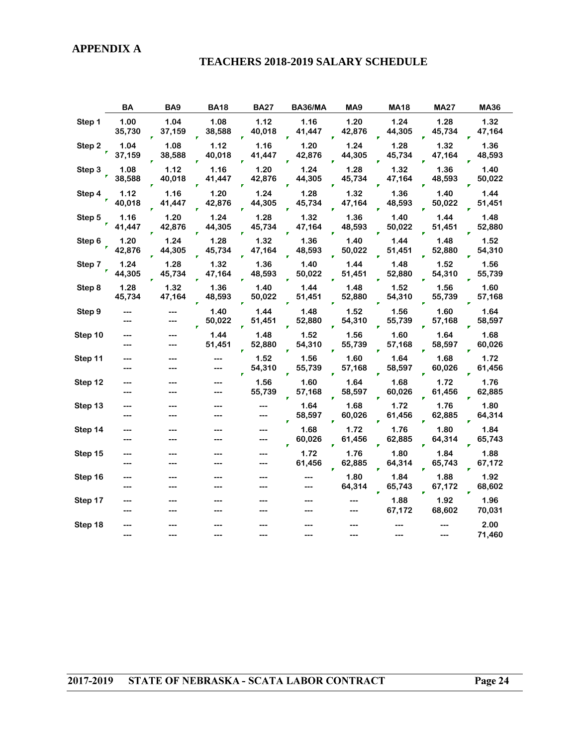## APPENDIX A

### TEACHERS 2018-2019 SALARY SCHEDULE

| | BA | BA9 | BA18 | BA27 | BA36/MA | MA9 | MA18 | MA27 | MA36 |
|---|---|---|---|---|---|---|---|---|---|
| Step 1 | 1.00<br>35,730 | 1.04<br>37,159 | 1.08<br>38,588 | 1.12<br>40,018 | 1.16<br>41,447 | 1.20<br>42,876 | 1.24<br>44,305 | 1.28<br>45,734 | 1.32<br>47,164 |
| Step 2 | 1.04<br>37,159 | 1.08<br>38,588 | 1.12<br>40,018 | 1.16<br>41,447 | 1.20<br>42,876 | 1.24<br>44,305 | 1.28<br>45,734 | 1.32<br>47,164 | 1.36<br>48,593 |
| Step 3 | 1.08<br>38,588 | 1.12<br>40,018 | 1.16<br>41,447 | 1.20<br>42,876 | 1.24<br>44,305 | 1.28<br>45,734 | 1.32<br>47,164 | 1.36<br>48,593 | 1.40<br>50,022 |
| Step 4 | 1.12<br>40,018 | 1.16<br>41,447 | 1.20<br>42,876 | 1.24<br>44,305 | 1.28<br>45,734 | 1.32<br>47,164 | 1.36<br>48,593 | 1.40<br>50,022 | 1.44<br>51,451 |
| Step 5 | 1.16<br>41,447 | 1.20<br>42,876 | 1.24<br>44,305 | 1.28<br>45,734 | 1.32<br>47,164 | 1.36<br>48,593 | 1.40<br>50,022 | 1.44<br>51,451 | 1.48<br>52,880 |
| Step 6 | 1.20<br>42,876 | 1.24<br>44,305 | 1.28<br>45,734 | 1.32<br>47,164 | 1.36<br>48,593 | 1.40<br>50,022 | 1.44<br>51,451 | 1.48<br>52,880 | 1.52<br>54,310 |
| Step 7 | 1.24<br>44,305 | 1.28<br>45,734 | 1.32<br>47,164 | 1.36<br>48,593 | 1.40<br>50,022 | 1.44<br>51,451 | 1.48<br>52,880 | 1.52<br>54,310 | 1.56<br>55,739 |
| Step 8 | 1.28<br>45,734 | 1.32<br>47,164 | 1.36<br>48,593 | 1.40<br>50,022 | 1.44<br>51,451 | 1.48<br>52,880 | 1.52<br>54,310 | 1.56<br>55,739 | 1.60<br>57,168 |
| Step 9 | ---<br>--- | ---<br>--- | 1.40<br>50,022 | 1.44<br>51,451 | 1.48<br>52,880 | 1.52<br>54,310 | 1.56<br>55,739 | 1.60<br>57,168 | 1.64<br>58,597 |
| Step 10 | ---<br>--- | ---<br>--- | 1.44<br>51,451 | 1.48<br>52,880 | 1.52<br>54,310 | 1.56<br>55,739 | 1.60<br>57,168 | 1.64<br>58,597 | 1.68<br>60,026 |
| Step 11 | ---<br>--- | ---<br>--- | ---<br>--- | 1.52<br>54,310 | 1.56<br>55,739 | 1.60<br>57,168 | 1.64<br>58,597 | 1.68<br>60,026 | 1.72<br>61,456 |
| Step 12 | ---<br>--- | ---<br>--- | ---<br>--- | 1.56<br>55,739 | 1.60<br>57,168 | 1.64<br>58,597 | 1.68<br>60,026 | 1.72<br>61,456 | 1.76<br>62,885 |
| Step 13 | ---<br>--- | ---<br>--- | ---<br>--- | ---<br>--- | 1.64<br>58,597 | 1.68<br>60,026 | 1.72<br>61,456 | 1.76<br>62,885 | 1.80<br>64,314 |
| Step 14 | ---<br>--- | ---<br>--- | ---<br>--- | ---<br>--- | 1.68<br>60,026 | 1.72<br>61,456 | 1.76<br>62,885 | 1.80<br>64,314 | 1.84<br>65,743 |
| Step 15 | ---<br>--- | ---<br>--- | ---<br>--- | ---<br>--- | 1.72<br>61,456 | 1.76<br>62,885 | 1.80<br>64,314 | 1.84<br>65,743 | 1.88<br>67,172 |
| Step 16 | ---<br>--- | ---<br>--- | ---<br>--- | ---<br>--- | ---<br>--- | 1.80<br>64,314 | 1.84<br>65,743 | 1.88<br>67,172 | 1.92<br>68,602 |
| Step 17 | ---<br>--- | ---<br>--- | ---<br>--- | ---<br>--- | ---<br>--- | ---<br>--- | 1.88<br>67,172 | 1.92<br>68,602 | 1.96<br>70,031 |
| Step 18 | ---<br>--- | ---<br>--- | ---<br>--- | ---<br>--- | ---<br>--- | ---<br>--- | ---<br>--- | ---<br>--- | 2.00<br>71,460 |